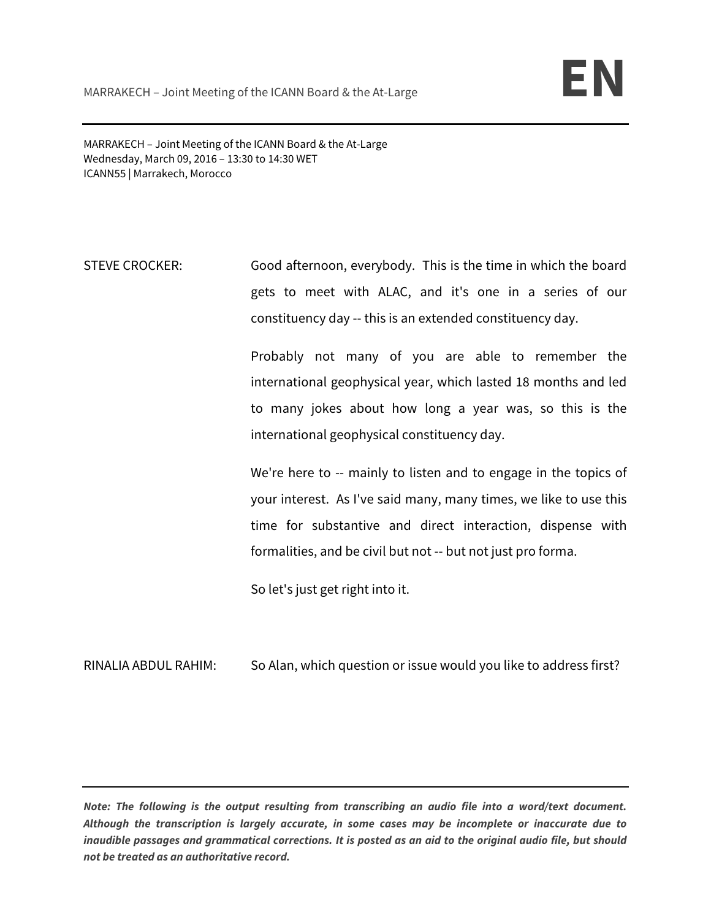MARRAKECH – Joint Meeting of the ICANN Board & the At-Large
Wednesday, March 09, 2016 – 13:30 to 14:30 WET
ICANN55 | Marrakech, Morocco

STEVE CROCKER: Good afternoon, everybody. This is the time in which the board gets to meet with ALAC, and it's one in a series of our constituency day -- this is an extended constituency day.

Probably not many of you are able to remember the international geophysical year, which lasted 18 months and led to many jokes about how long a year was, so this is the international geophysical constituency day.

We're here to -- mainly to listen and to engage in the topics of your interest. As I've said many, many times, we like to use this time for substantive and direct interaction, dispense with formalities, and be civil but not -- but not just pro forma.

So let's just get right into it.

RINALIA ABDUL RAHIM: So Alan, which question or issue would you like to address first?

***Note: The following is the output resulting from transcribing an audio file into a word/text document. Although the transcription is largely accurate, in some cases may be incomplete or inaccurate due to inaudible passages and grammatical corrections. It is posted as an aid to the original audio file, but should not be treated as an authoritative record.***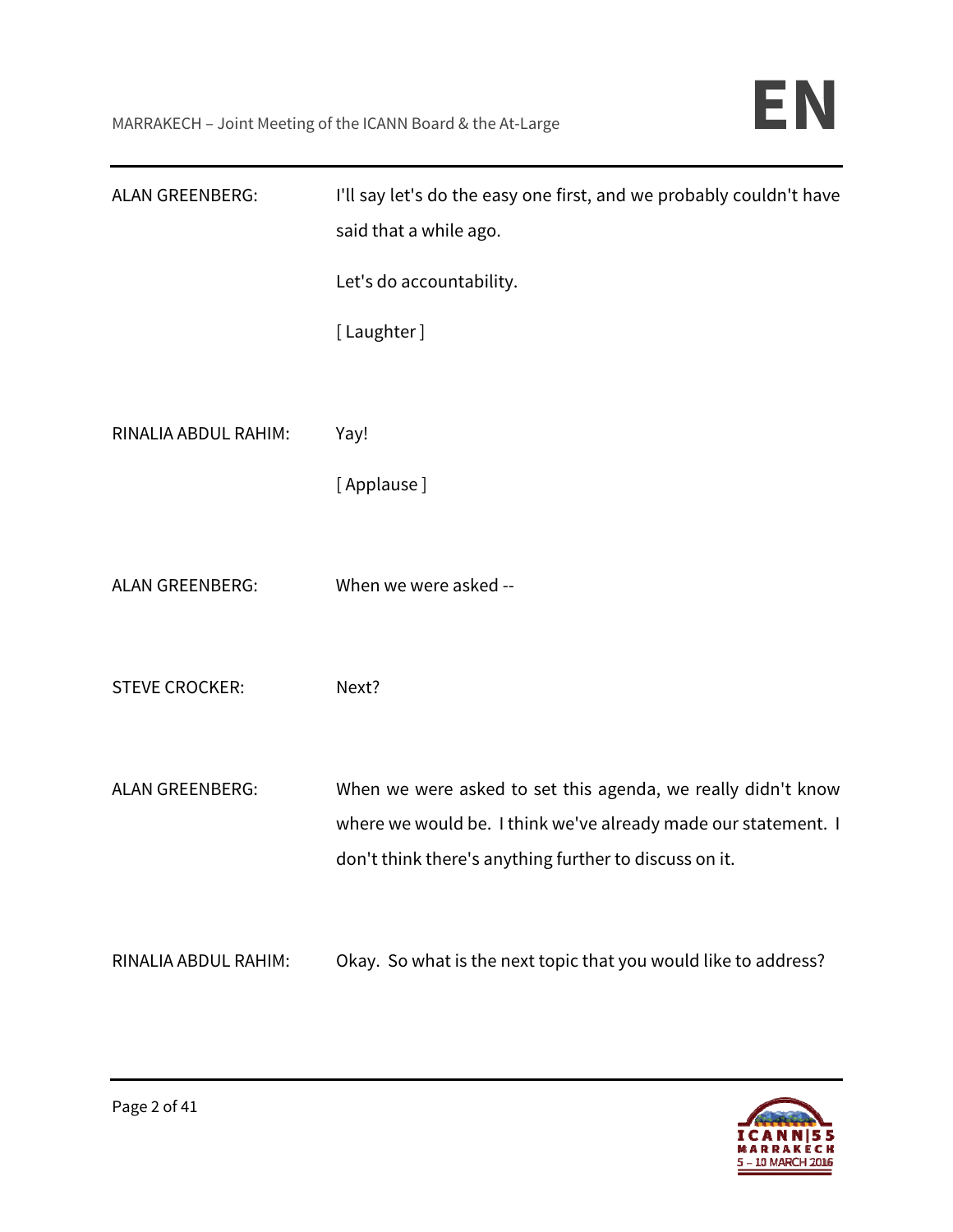ALAN GREENBERG: I'll say let's do the easy one first, and we probably couldn't have said that a while ago.

Let's do accountability.

[ Laughter ]

RINALIA ABDUL RAHIM: Yay!

[ Applause ]

ALAN GREENBERG: When we were asked --

STEVE CROCKER: Next?

ALAN GREENBERG: When we were asked to set this agenda, we really didn't know where we would be. I think we've already made our statement. I don't think there's anything further to discuss on it.

RINALIA ABDUL RAHIM: Okay. So what is the next topic that you would like to address?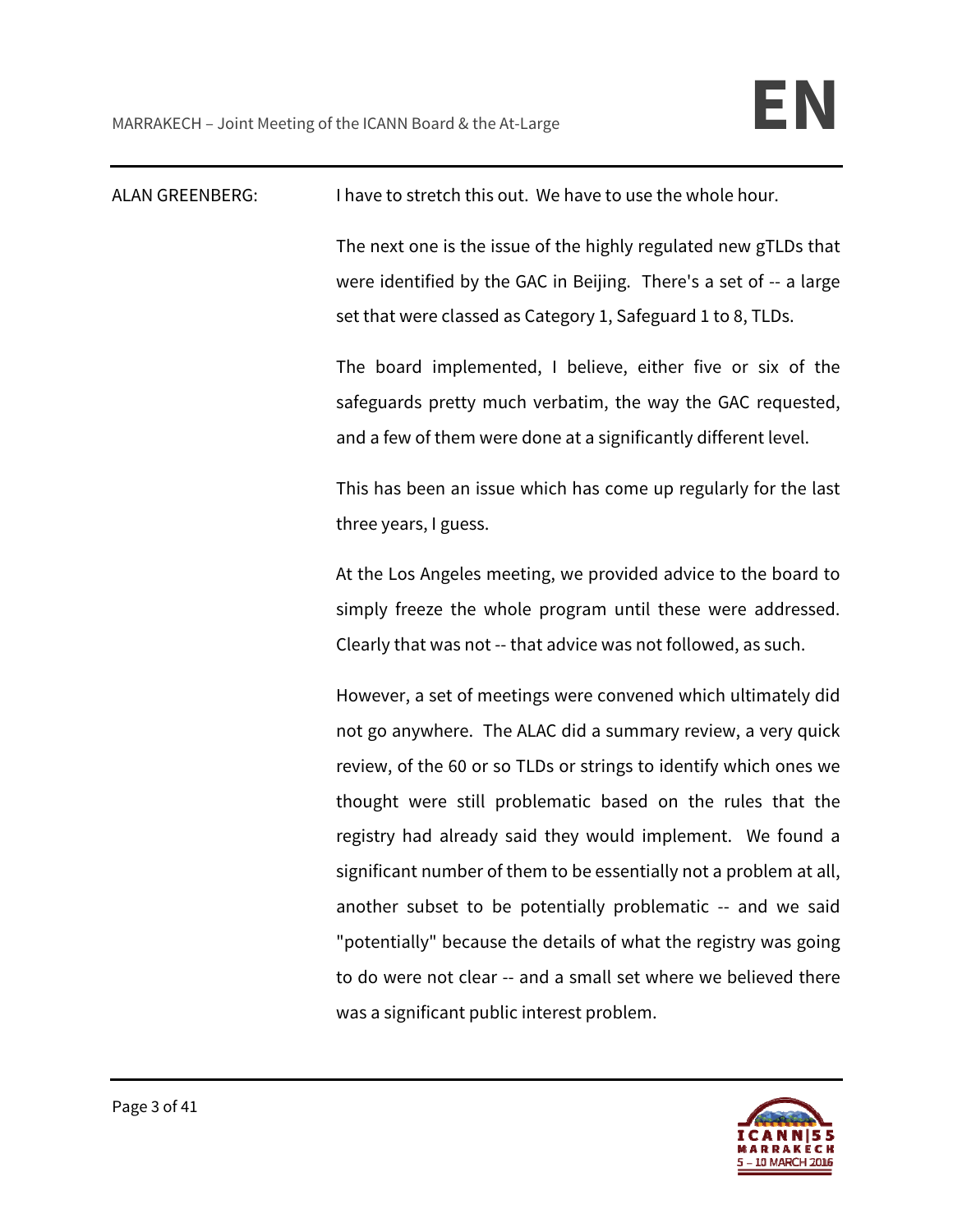ALAN GREENBERG: I have to stretch this out. We have to use the whole hour.

The next one is the issue of the highly regulated new gTLDs that were identified by the GAC in Beijing. There's a set of -- a large set that were classed as Category 1, Safeguard 1 to 8, TLDs.

The board implemented, I believe, either five or six of the safeguards pretty much verbatim, the way the GAC requested, and a few of them were done at a significantly different level.

This has been an issue which has come up regularly for the last three years, I guess.

At the Los Angeles meeting, we provided advice to the board to simply freeze the whole program until these were addressed. Clearly that was not -- that advice was not followed, as such.

However, a set of meetings were convened which ultimately did not go anywhere. The ALAC did a summary review, a very quick review, of the 60 or so TLDs or strings to identify which ones we thought were still problematic based on the rules that the registry had already said they would implement. We found a significant number of them to be essentially not a problem at all, another subset to be potentially problematic -- and we said "potentially" because the details of what the registry was going to do were not clear -- and a small set where we believed there was a significant public interest problem.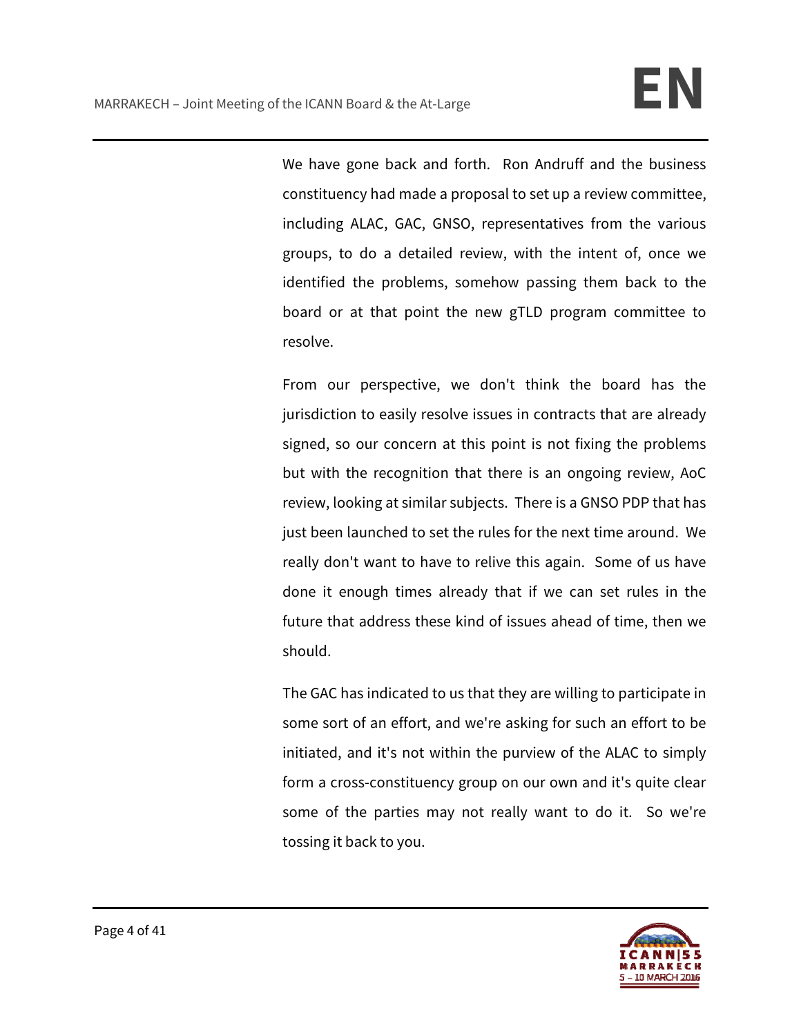We have gone back and forth. Ron Andruff and the business constituency had made a proposal to set up a review committee, including ALAC, GAC, GNSO, representatives from the various groups, to do a detailed review, with the intent of, once we identified the problems, somehow passing them back to the board or at that point the new gTLD program committee to resolve.

From our perspective, we don't think the board has the jurisdiction to easily resolve issues in contracts that are already signed, so our concern at this point is not fixing the problems but with the recognition that there is an ongoing review, AoC review, looking at similar subjects. There is a GNSO PDP that has just been launched to set the rules for the next time around. We really don't want to have to relive this again. Some of us have done it enough times already that if we can set rules in the future that address these kind of issues ahead of time, then we should.

The GAC has indicated to us that they are willing to participate in some sort of an effort, and we're asking for such an effort to be initiated, and it's not within the purview of the ALAC to simply form a cross-constituency group on our own and it's quite clear some of the parties may not really want to do it. So we're tossing it back to you.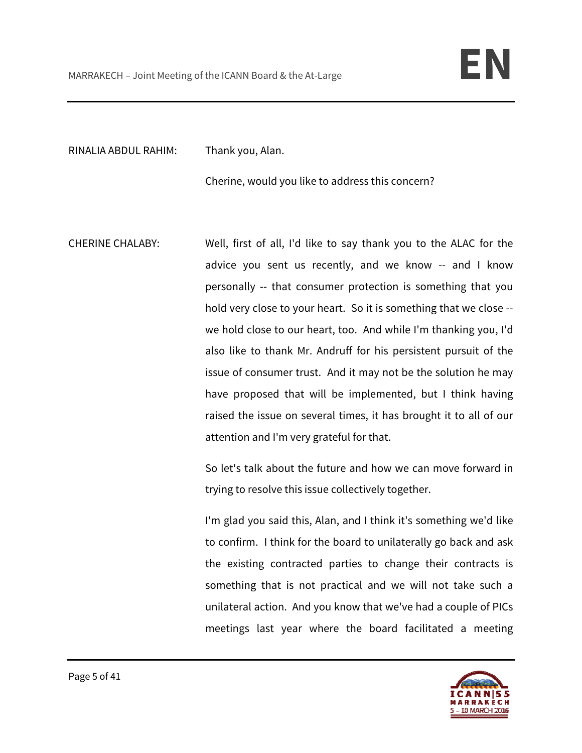RINALIA ABDUL RAHIM: Thank you, Alan.

Cherine, would you like to address this concern?

CHERINE CHALABY: Well, first of all, I'd like to say thank you to the ALAC for the advice you sent us recently, and we know -- and I know personally -- that consumer protection is something that you hold very close to your heart. So it is something that we close -- we hold close to our heart, too. And while I'm thanking you, I'd also like to thank Mr. Andruff for his persistent pursuit of the issue of consumer trust. And it may not be the solution he may have proposed that will be implemented, but I think having raised the issue on several times, it has brought it to all of our attention and I'm very grateful for that.

So let's talk about the future and how we can move forward in trying to resolve this issue collectively together.

I'm glad you said this, Alan, and I think it's something we'd like to confirm. I think for the board to unilaterally go back and ask the existing contracted parties to change their contracts is something that is not practical and we will not take such a unilateral action. And you know that we've had a couple of PICs meetings last year where the board facilitated a meeting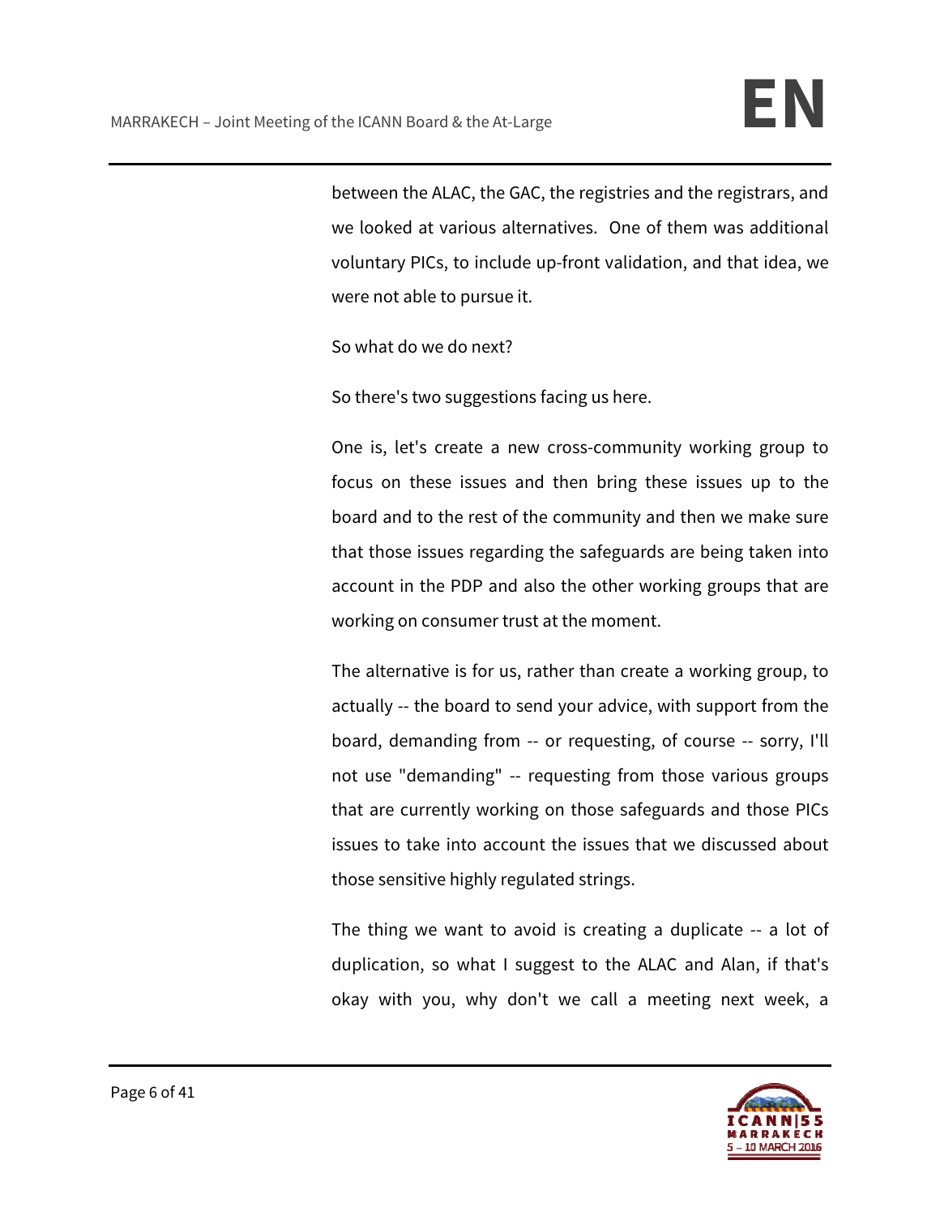between the ALAC, the GAC, the registries and the registrars, and we looked at various alternatives. One of them was additional voluntary PICs, to include up-front validation, and that idea, we were not able to pursue it.

So what do we do next?

So there's two suggestions facing us here.

One is, let's create a new cross-community working group to focus on these issues and then bring these issues up to the board and to the rest of the community and then we make sure that those issues regarding the safeguards are being taken into account in the PDP and also the other working groups that are working on consumer trust at the moment.

The alternative is for us, rather than create a working group, to actually -- the board to send your advice, with support from the board, demanding from -- or requesting, of course -- sorry, I'll not use "demanding" -- requesting from those various groups that are currently working on those safeguards and those PICs issues to take into account the issues that we discussed about those sensitive highly regulated strings.

The thing we want to avoid is creating a duplicate -- a lot of duplication, so what I suggest to the ALAC and Alan, if that's okay with you, why don't we call a meeting next week, a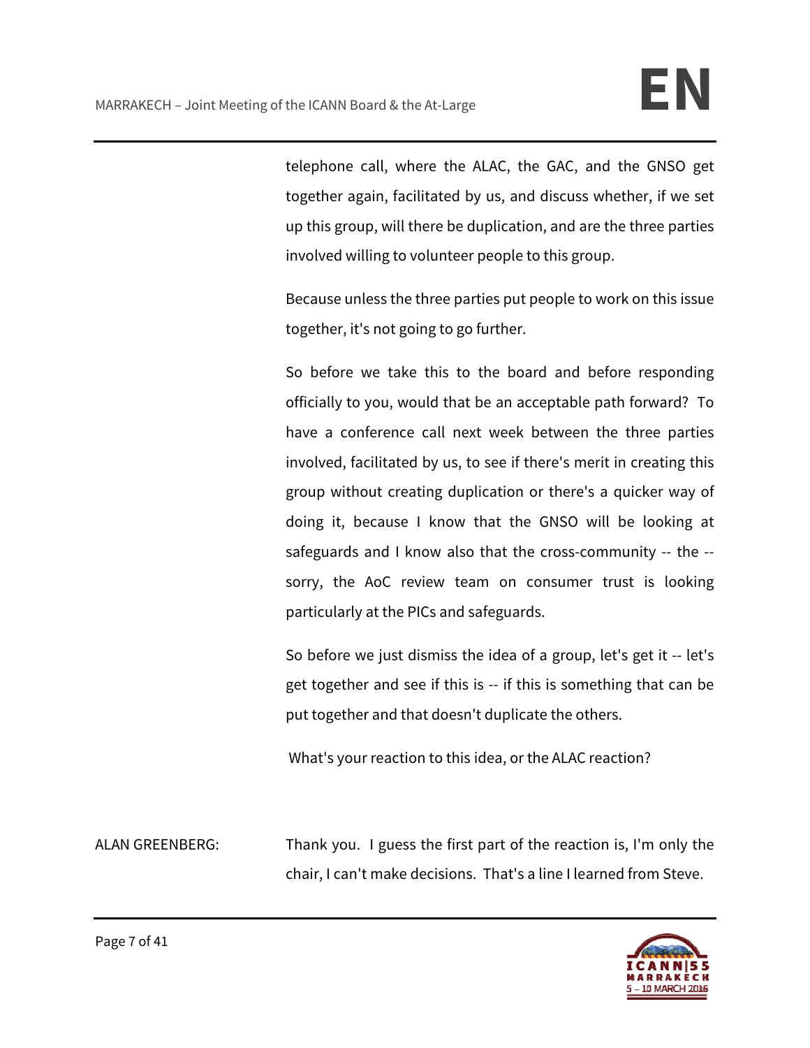telephone call, where the ALAC, the GAC, and the GNSO get together again, facilitated by us, and discuss whether, if we set up this group, will there be duplication, and are the three parties involved willing to volunteer people to this group.

Because unless the three parties put people to work on this issue together, it's not going to go further.

So before we take this to the board and before responding officially to you, would that be an acceptable path forward? To have a conference call next week between the three parties involved, facilitated by us, to see if there's merit in creating this group without creating duplication or there's a quicker way of doing it, because I know that the GNSO will be looking at safeguards and I know also that the cross-community -- the -- sorry, the AoC review team on consumer trust is looking particularly at the PICs and safeguards.

So before we just dismiss the idea of a group, let's get it -- let's get together and see if this is -- if this is something that can be put together and that doesn't duplicate the others.

What's your reaction to this idea, or the ALAC reaction?

ALAN GREENBERG: Thank you. I guess the first part of the reaction is, I'm only the chair, I can't make decisions. That's a line I learned from Steve.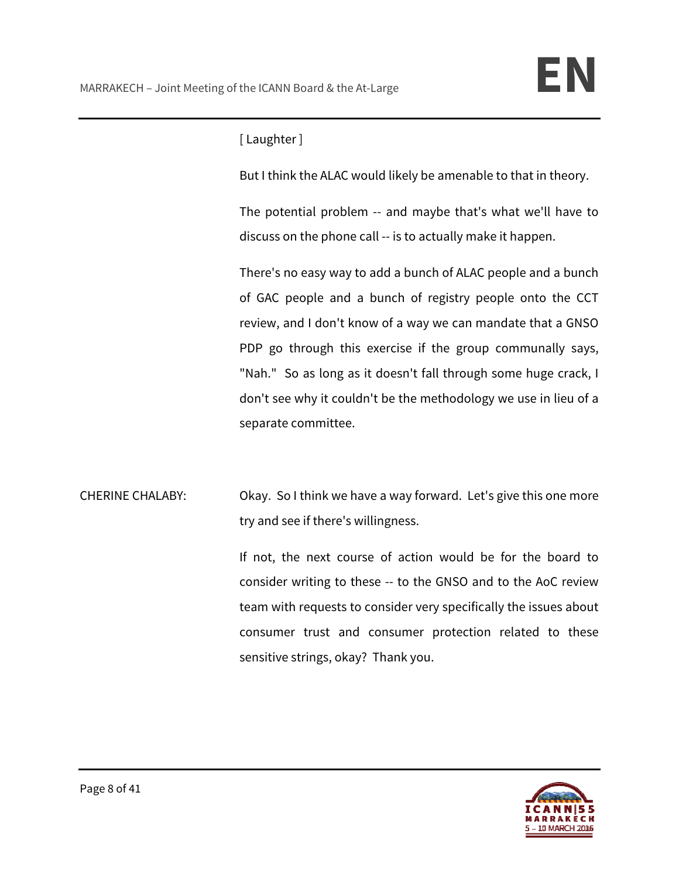[ Laughter ]

But I think the ALAC would likely be amenable to that in theory.

The potential problem -- and maybe that's what we'll have to discuss on the phone call -- is to actually make it happen.

There's no easy way to add a bunch of ALAC people and a bunch of GAC people and a bunch of registry people onto the CCT review, and I don't know of a way we can mandate that a GNSO PDP go through this exercise if the group communally says, "Nah." So as long as it doesn't fall through some huge crack, I don't see why it couldn't be the methodology we use in lieu of a separate committee.

CHERINE CHALABY: Okay. So I think we have a way forward. Let's give this one more try and see if there's willingness.

If not, the next course of action would be for the board to consider writing to these -- to the GNSO and to the AoC review team with requests to consider very specifically the issues about consumer trust and consumer protection related to these sensitive strings, okay? Thank you.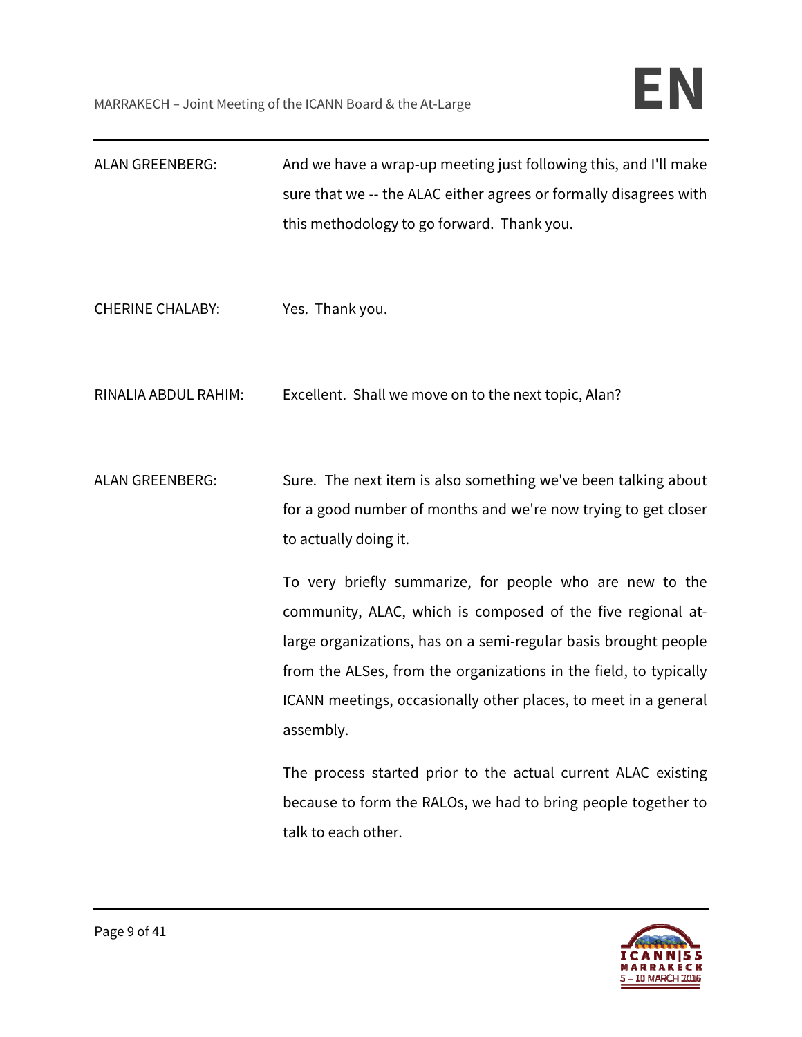ALAN GREENBERG: And we have a wrap-up meeting just following this, and I'll make sure that we -- the ALAC either agrees or formally disagrees with this methodology to go forward. Thank you.

CHERINE CHALABY: Yes. Thank you.

RINALIA ABDUL RAHIM: Excellent. Shall we move on to the next topic, Alan?

ALAN GREENBERG: Sure. The next item is also something we've been talking about for a good number of months and we're now trying to get closer to actually doing it.

To very briefly summarize, for people who are new to the community, ALAC, which is composed of the five regional at-large organizations, has on a semi-regular basis brought people from the ALSes, from the organizations in the field, to typically ICANN meetings, occasionally other places, to meet in a general assembly.

The process started prior to the actual current ALAC existing because to form the RALOs, we had to bring people together to talk to each other.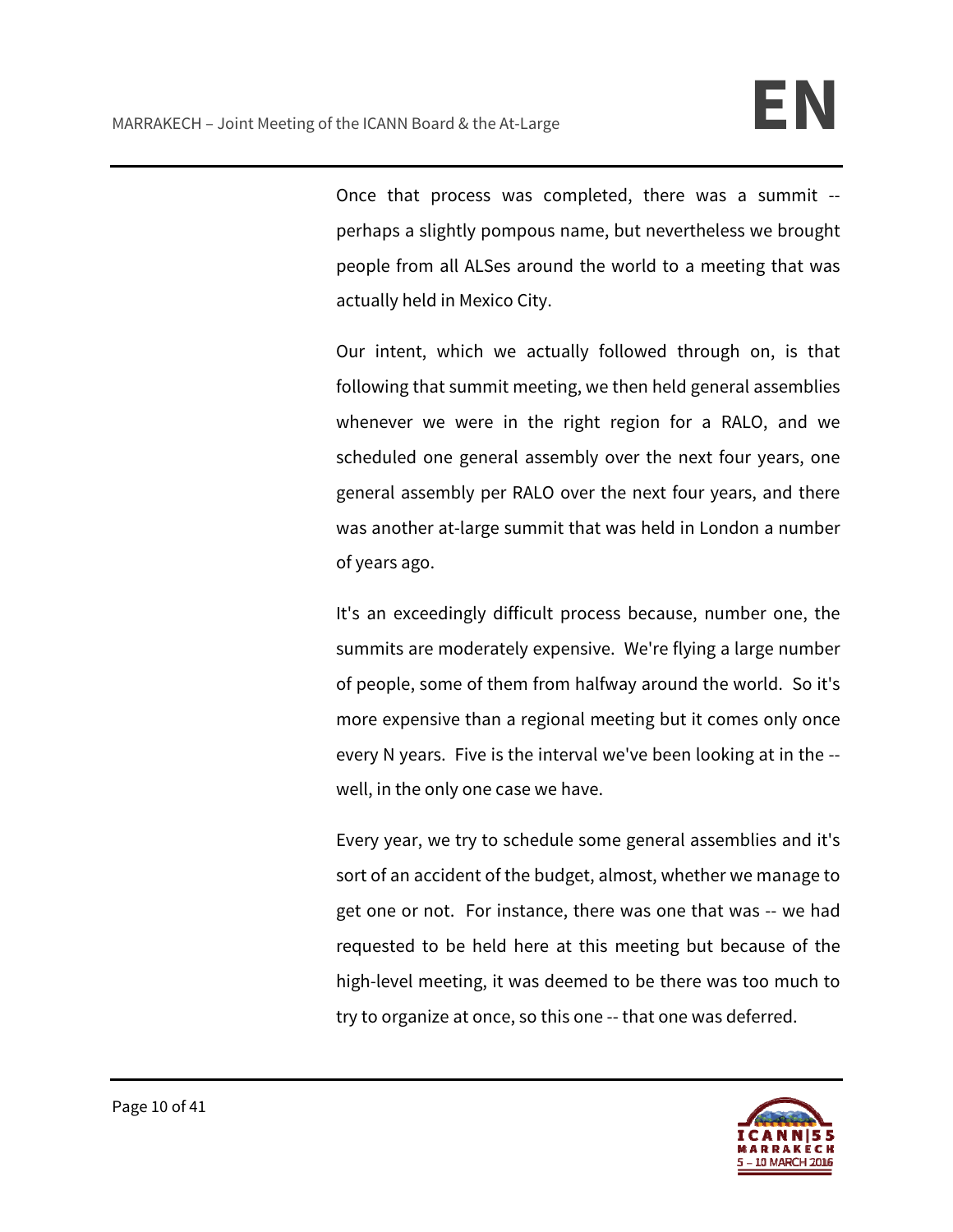Once that process was completed, there was a summit -- perhaps a slightly pompous name, but nevertheless we brought people from all ALSes around the world to a meeting that was actually held in Mexico City.

Our intent, which we actually followed through on, is that following that summit meeting, we then held general assemblies whenever we were in the right region for a RALO, and we scheduled one general assembly over the next four years, one general assembly per RALO over the next four years, and there was another at-large summit that was held in London a number of years ago.

It's an exceedingly difficult process because, number one, the summits are moderately expensive. We're flying a large number of people, some of them from halfway around the world. So it's more expensive than a regional meeting but it comes only once every N years. Five is the interval we've been looking at in the -- well, in the only one case we have.

Every year, we try to schedule some general assemblies and it's sort of an accident of the budget, almost, whether we manage to get one or not. For instance, there was one that was -- we had requested to be held here at this meeting but because of the high-level meeting, it was deemed to be there was too much to try to organize at once, so this one -- that one was deferred.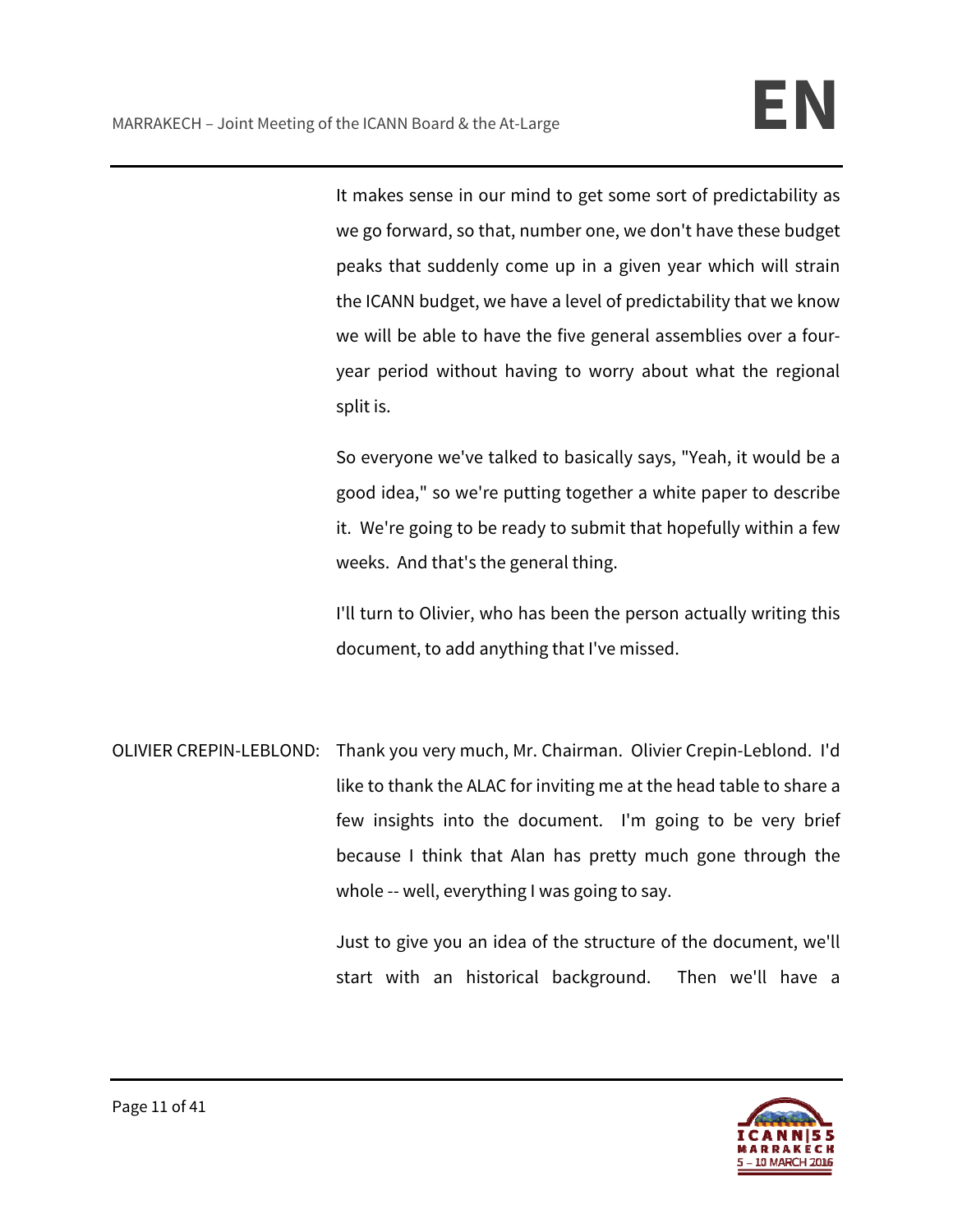It makes sense in our mind to get some sort of predictability as we go forward, so that, number one, we don't have these budget peaks that suddenly come up in a given year which will strain the ICANN budget, we have a level of predictability that we know we will be able to have the five general assemblies over a four-year period without having to worry about what the regional split is.

So everyone we've talked to basically says, "Yeah, it would be a good idea," so we're putting together a white paper to describe it. We're going to be ready to submit that hopefully within a few weeks. And that's the general thing.

I'll turn to Olivier, who has been the person actually writing this document, to add anything that I've missed.

OLIVIER CREPIN-LEBLOND: Thank you very much, Mr. Chairman. Olivier Crepin-Leblond. I'd like to thank the ALAC for inviting me at the head table to share a few insights into the document. I'm going to be very brief because I think that Alan has pretty much gone through the whole -- well, everything I was going to say.

Just to give you an idea of the structure of the document, we'll start with an historical background. Then we'll have a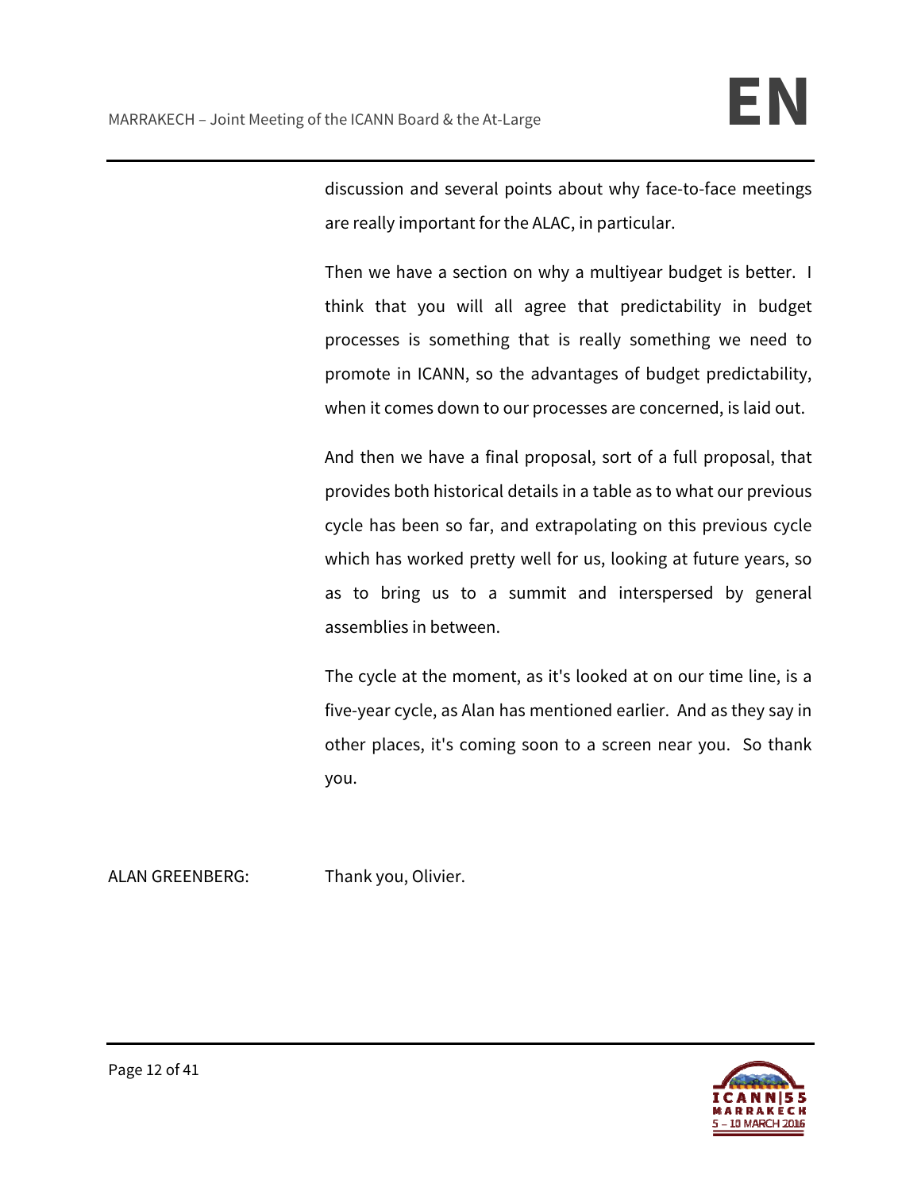discussion and several points about why face-to-face meetings are really important for the ALAC, in particular.

Then we have a section on why a multiyear budget is better. I think that you will all agree that predictability in budget processes is something that is really something we need to promote in ICANN, so the advantages of budget predictability, when it comes down to our processes are concerned, is laid out.

And then we have a final proposal, sort of a full proposal, that provides both historical details in a table as to what our previous cycle has been so far, and extrapolating on this previous cycle which has worked pretty well for us, looking at future years, so as to bring us to a summit and interspersed by general assemblies in between.

The cycle at the moment, as it's looked at on our time line, is a five-year cycle, as Alan has mentioned earlier. And as they say in other places, it's coming soon to a screen near you. So thank you.

ALAN GREENBERG: Thank you, Olivier.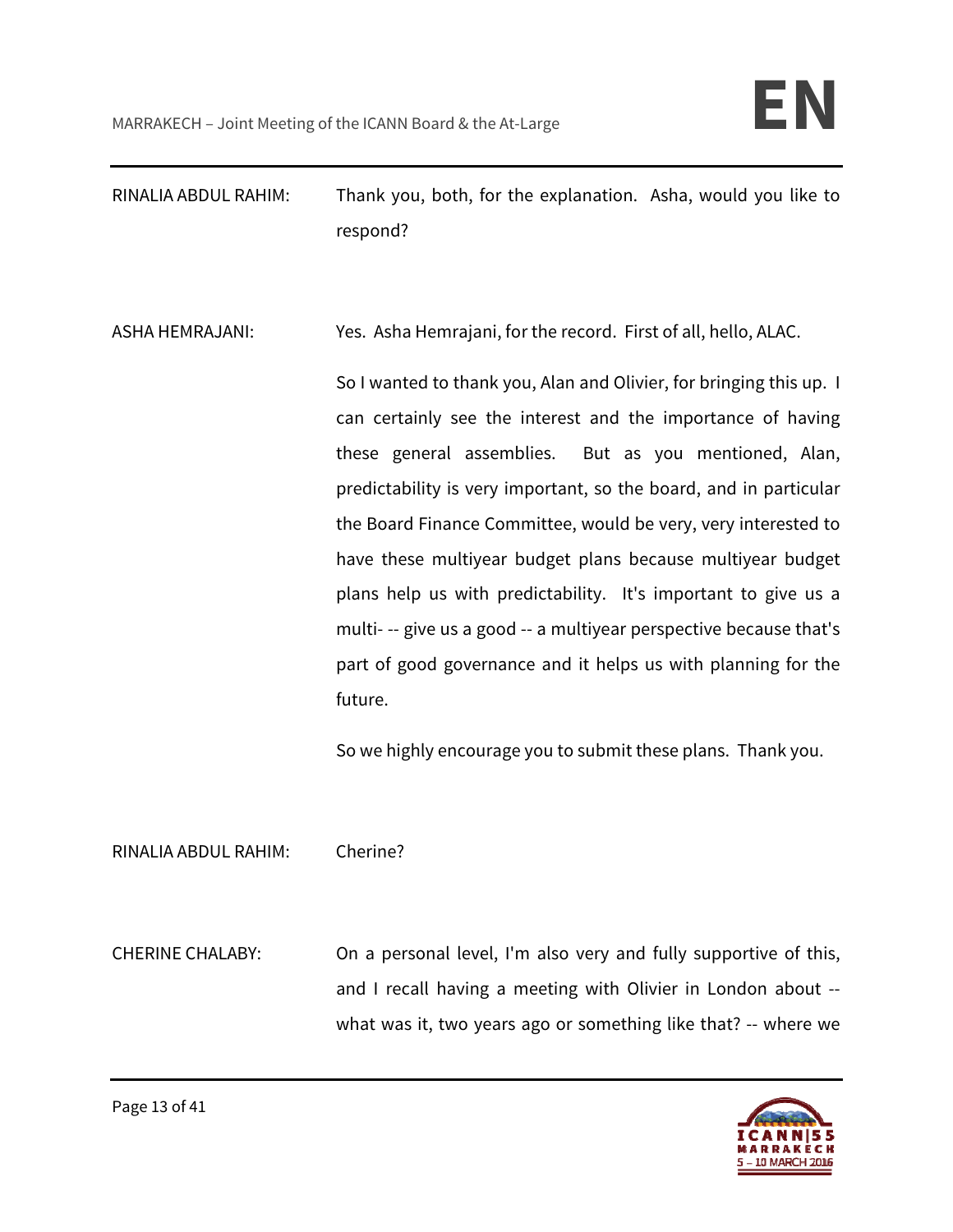RINALIA ABDUL RAHIM: Thank you, both, for the explanation. Asha, would you like to respond?

ASHA HEMRAJANI: Yes. Asha Hemrajani, for the record. First of all, hello, ALAC.

So I wanted to thank you, Alan and Olivier, for bringing this up. I can certainly see the interest and the importance of having these general assemblies. But as you mentioned, Alan, predictability is very important, so the board, and in particular the Board Finance Committee, would be very, very interested to have these multiyear budget plans because multiyear budget plans help us with predictability. It's important to give us a multi- -- give us a good -- a multiyear perspective because that's part of good governance and it helps us with planning for the future.

So we highly encourage you to submit these plans. Thank you.

RINALIA ABDUL RAHIM: Cherine?

CHERINE CHALABY: On a personal level, I'm also very and fully supportive of this, and I recall having a meeting with Olivier in London about -- what was it, two years ago or something like that? -- where we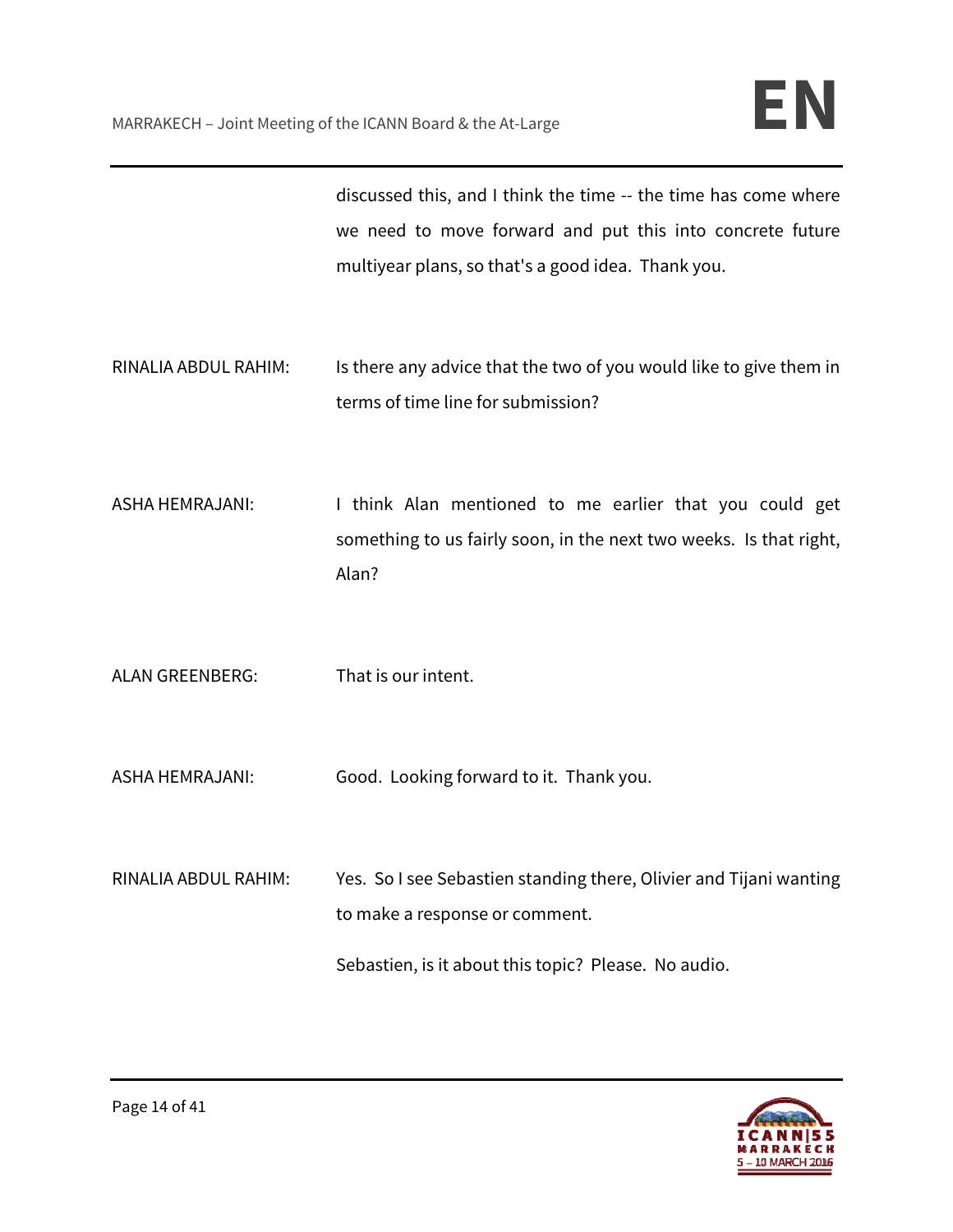discussed this, and I think the time -- the time has come where we need to move forward and put this into concrete future multiyear plans, so that's a good idea. Thank you.

RINALIA ABDUL RAHIM: Is there any advice that the two of you would like to give them in terms of time line for submission?

ASHA HEMRAJANI: I think Alan mentioned to me earlier that you could get something to us fairly soon, in the next two weeks. Is that right, Alan?

ALAN GREENBERG: That is our intent.

ASHA HEMRAJANI: Good. Looking forward to it. Thank you.

RINALIA ABDUL RAHIM: Yes. So I see Sebastien standing there, Olivier and Tijani wanting to make a response or comment.

Sebastien, is it about this topic? Please. No audio.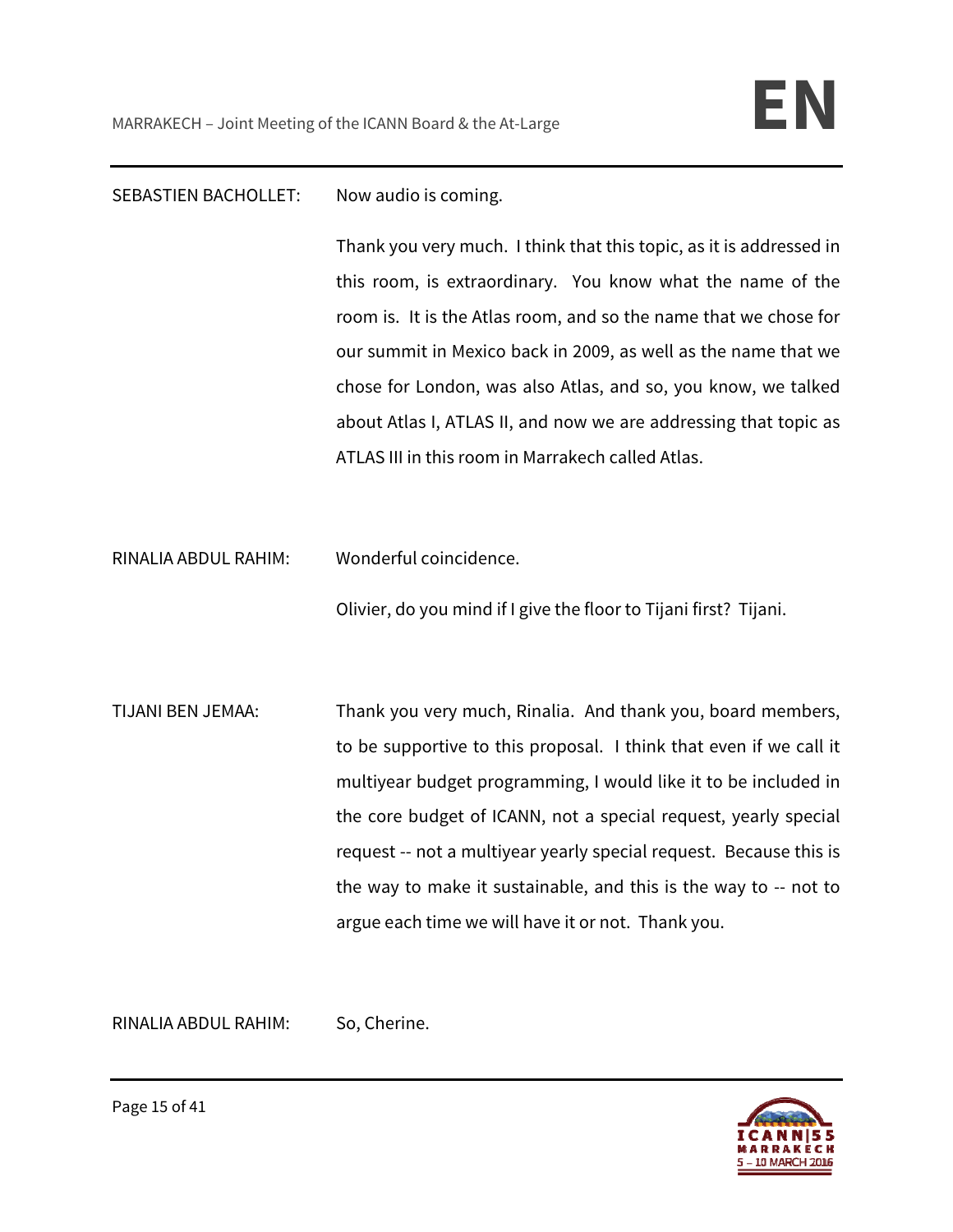SEBASTIEN BACHOLLET: Now audio is coming.

Thank you very much. I think that this topic, as it is addressed in this room, is extraordinary. You know what the name of the room is. It is the Atlas room, and so the name that we chose for our summit in Mexico back in 2009, as well as the name that we chose for London, was also Atlas, and so, you know, we talked about Atlas I, ATLAS II, and now we are addressing that topic as ATLAS III in this room in Marrakech called Atlas.

RINALIA ABDUL RAHIM: Wonderful coincidence.

Olivier, do you mind if I give the floor to Tijani first? Tijani.

TIJANI BEN JEMAA: Thank you very much, Rinalia. And thank you, board members, to be supportive to this proposal. I think that even if we call it multiyear budget programming, I would like it to be included in the core budget of ICANN, not a special request, yearly special request -- not a multiyear yearly special request. Because this is the way to make it sustainable, and this is the way to -- not to argue each time we will have it or not. Thank you.

RINALIA ABDUL RAHIM: So, Cherine.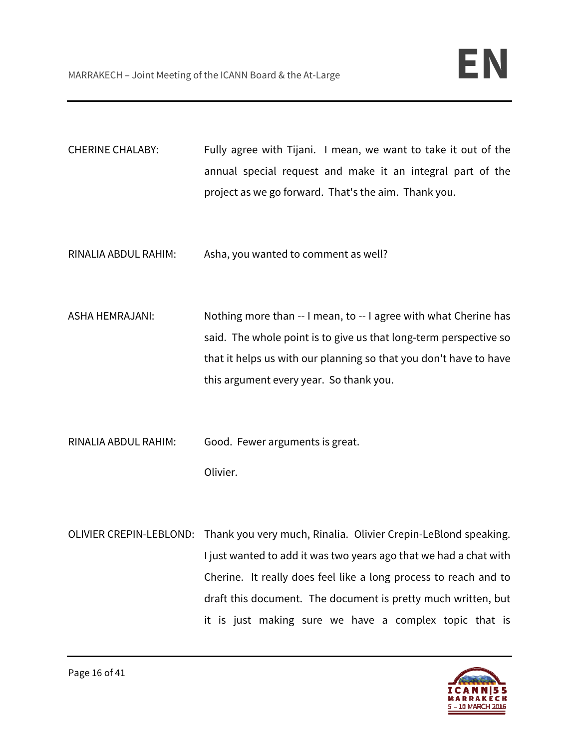CHERINE CHALABY: Fully agree with Tijani. I mean, we want to take it out of the annual special request and make it an integral part of the project as we go forward. That's the aim. Thank you.

RINALIA ABDUL RAHIM: Asha, you wanted to comment as well?

ASHA HEMRAJANI: Nothing more than -- I mean, to -- I agree with what Cherine has said. The whole point is to give us that long-term perspective so that it helps us with our planning so that you don't have to have this argument every year. So thank you.

RINALIA ABDUL RAHIM: Good. Fewer arguments is great.

Olivier.

OLIVIER CREPIN-LEBLOND: Thank you very much, Rinalia. Olivier Crepin-LeBlond speaking. I just wanted to add it was two years ago that we had a chat with Cherine. It really does feel like a long process to reach and to draft this document. The document is pretty much written, but it is just making sure we have a complex topic that is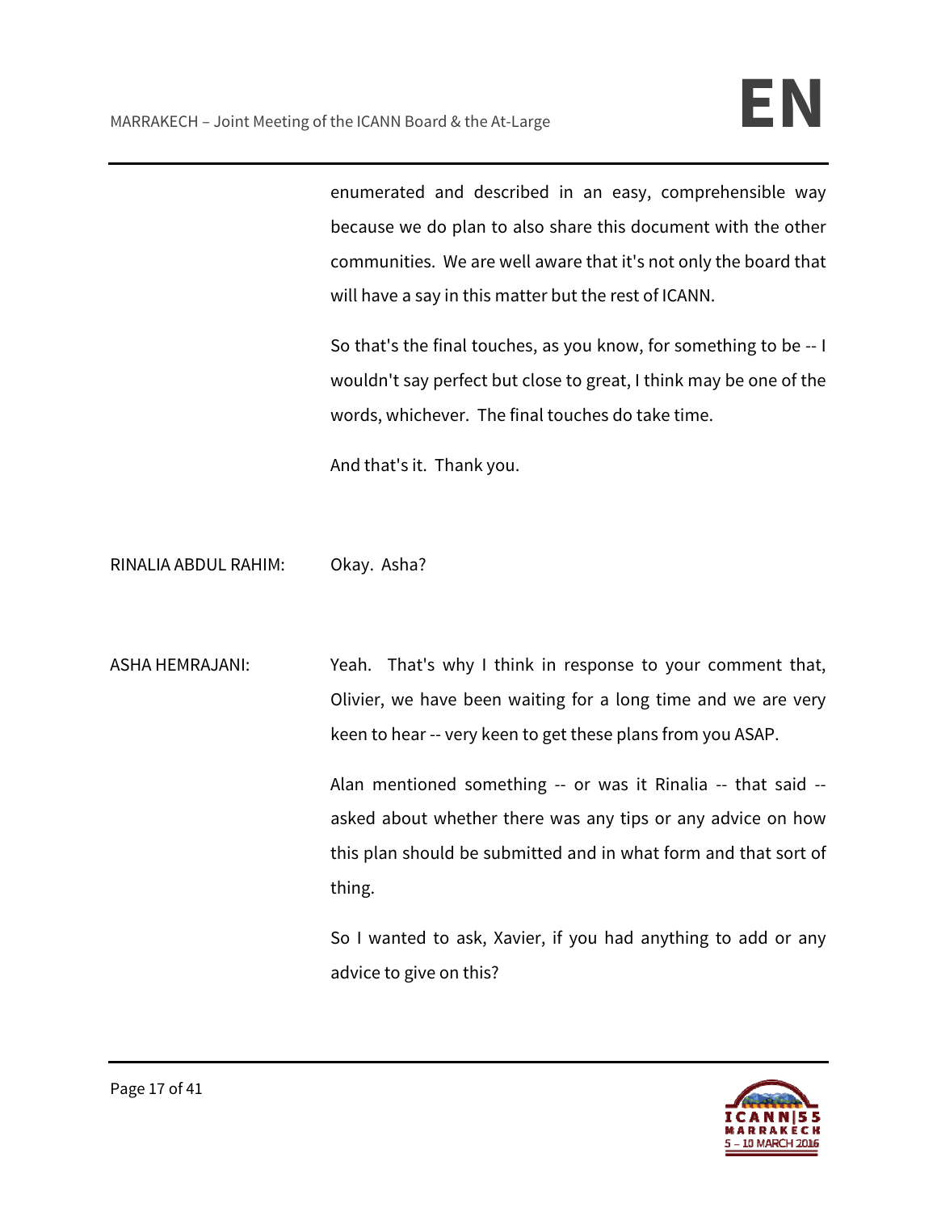enumerated and described in an easy, comprehensible way because we do plan to also share this document with the other communities. We are well aware that it's not only the board that will have a say in this matter but the rest of ICANN.

So that's the final touches, as you know, for something to be -- I wouldn't say perfect but close to great, I think may be one of the words, whichever. The final touches do take time.

And that's it. Thank you.

RINALIA ABDUL RAHIM: Okay. Asha?

ASHA HEMRAJANI: Yeah. That's why I think in response to your comment that, Olivier, we have been waiting for a long time and we are very keen to hear -- very keen to get these plans from you ASAP.

Alan mentioned something -- or was it Rinalia -- that said -- asked about whether there was any tips or any advice on how this plan should be submitted and in what form and that sort of thing.

So I wanted to ask, Xavier, if you had anything to add or any advice to give on this?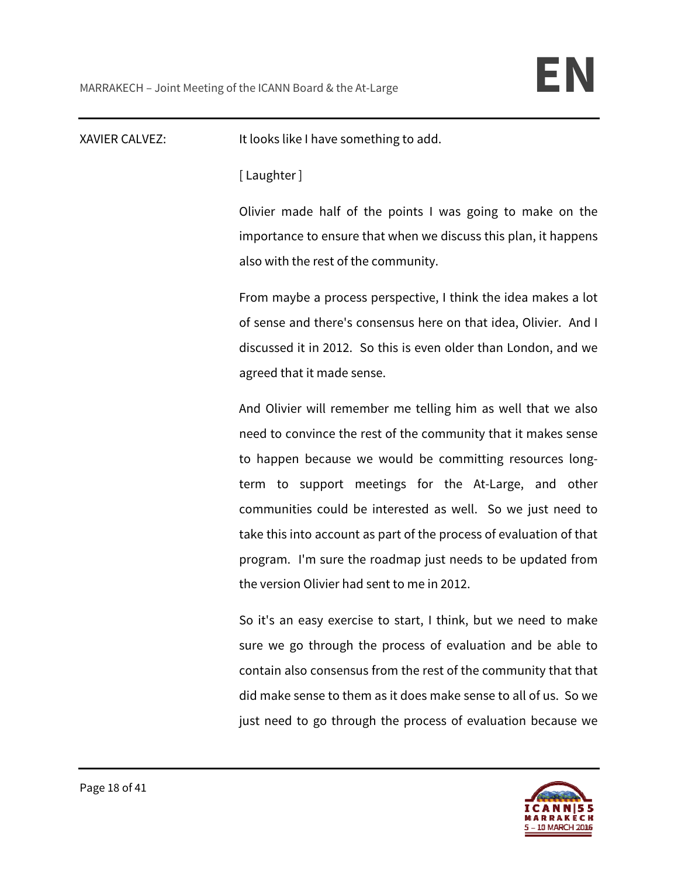XAVIER CALVEZ: It looks like I have something to add.

[ Laughter ]

Olivier made half of the points I was going to make on the importance to ensure that when we discuss this plan, it happens also with the rest of the community.

From maybe a process perspective, I think the idea makes a lot of sense and there's consensus here on that idea, Olivier. And I discussed it in 2012. So this is even older than London, and we agreed that it made sense.

And Olivier will remember me telling him as well that we also need to convince the rest of the community that it makes sense to happen because we would be committing resources long-term to support meetings for the At-Large, and other communities could be interested as well. So we just need to take this into account as part of the process of evaluation of that program. I'm sure the roadmap just needs to be updated from the version Olivier had sent to me in 2012.

So it's an easy exercise to start, I think, but we need to make sure we go through the process of evaluation and be able to contain also consensus from the rest of the community that that did make sense to them as it does make sense to all of us. So we just need to go through the process of evaluation because we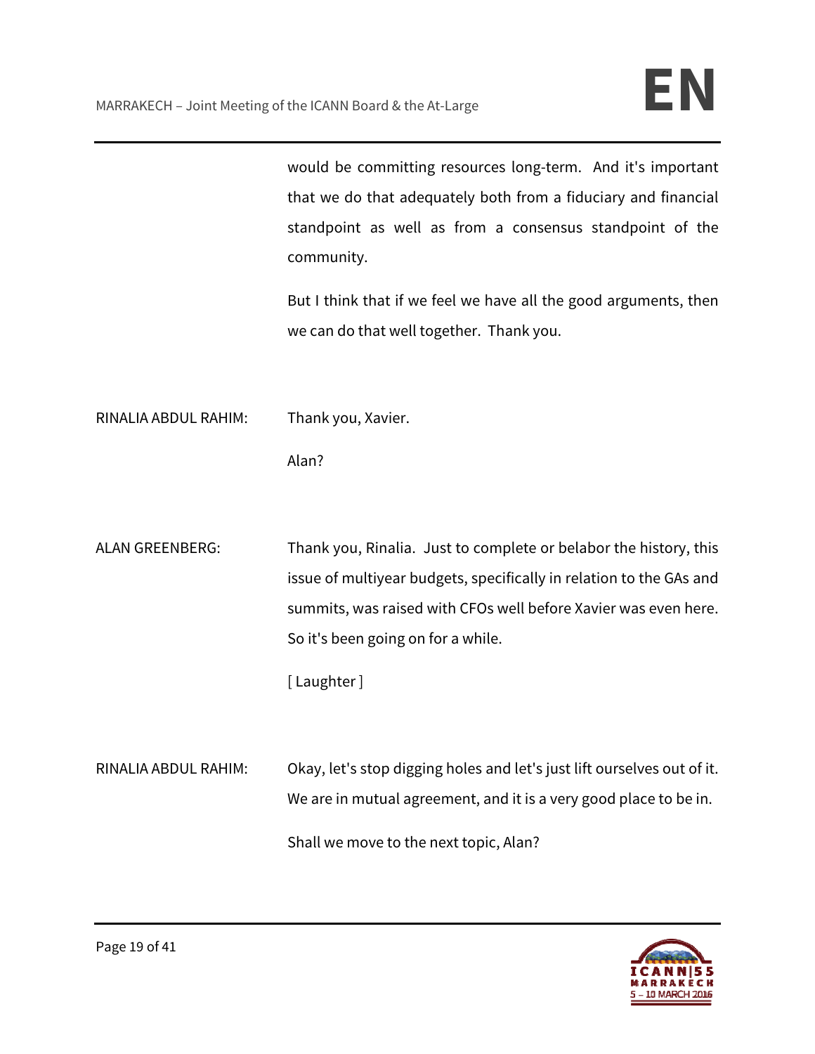would be committing resources long-term. And it's important that we do that adequately both from a fiduciary and financial standpoint as well as from a consensus standpoint of the community.

But I think that if we feel we have all the good arguments, then we can do that well together. Thank you.

RINALIA ABDUL RAHIM: Thank you, Xavier.

Alan?

ALAN GREENBERG: Thank you, Rinalia. Just to complete or belabor the history, this issue of multiyear budgets, specifically in relation to the GAs and summits, was raised with CFOs well before Xavier was even here. So it's been going on for a while.

[ Laughter ]

RINALIA ABDUL RAHIM: Okay, let's stop digging holes and let's just lift ourselves out of it. We are in mutual agreement, and it is a very good place to be in.

Shall we move to the next topic, Alan?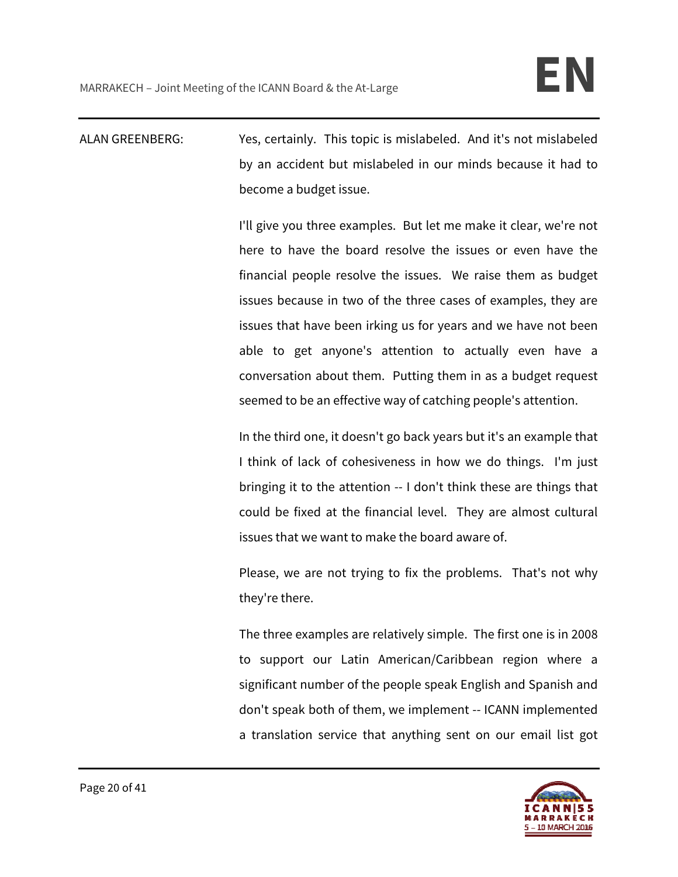ALAN GREENBERG: Yes, certainly. This topic is mislabeled. And it's not mislabeled by an accident but mislabeled in our minds because it had to become a budget issue.

I'll give you three examples. But let me make it clear, we're not here to have the board resolve the issues or even have the financial people resolve the issues. We raise them as budget issues because in two of the three cases of examples, they are issues that have been irking us for years and we have not been able to get anyone's attention to actually even have a conversation about them. Putting them in as a budget request seemed to be an effective way of catching people's attention.

In the third one, it doesn't go back years but it's an example that I think of lack of cohesiveness in how we do things. I'm just bringing it to the attention -- I don't think these are things that could be fixed at the financial level. They are almost cultural issues that we want to make the board aware of.

Please, we are not trying to fix the problems. That's not why they're there.

The three examples are relatively simple. The first one is in 2008 to support our Latin American/Caribbean region where a significant number of the people speak English and Spanish and don't speak both of them, we implement -- ICANN implemented a translation service that anything sent on our email list got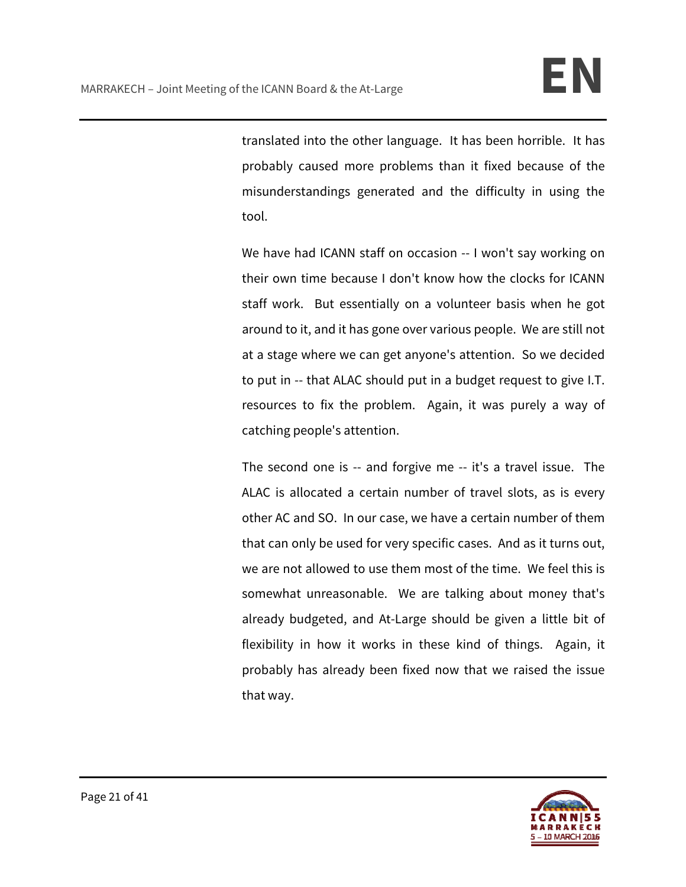translated into the other language. It has been horrible. It has probably caused more problems than it fixed because of the misunderstandings generated and the difficulty in using the tool.

We have had ICANN staff on occasion -- I won't say working on their own time because I don't know how the clocks for ICANN staff work. But essentially on a volunteer basis when he got around to it, and it has gone over various people. We are still not at a stage where we can get anyone's attention. So we decided to put in -- that ALAC should put in a budget request to give I.T. resources to fix the problem. Again, it was purely a way of catching people's attention.

The second one is -- and forgive me -- it's a travel issue. The ALAC is allocated a certain number of travel slots, as is every other AC and SO. In our case, we have a certain number of them that can only be used for very specific cases. And as it turns out, we are not allowed to use them most of the time. We feel this is somewhat unreasonable. We are talking about money that's already budgeted, and At-Large should be given a little bit of flexibility in how it works in these kind of things. Again, it probably has already been fixed now that we raised the issue that way.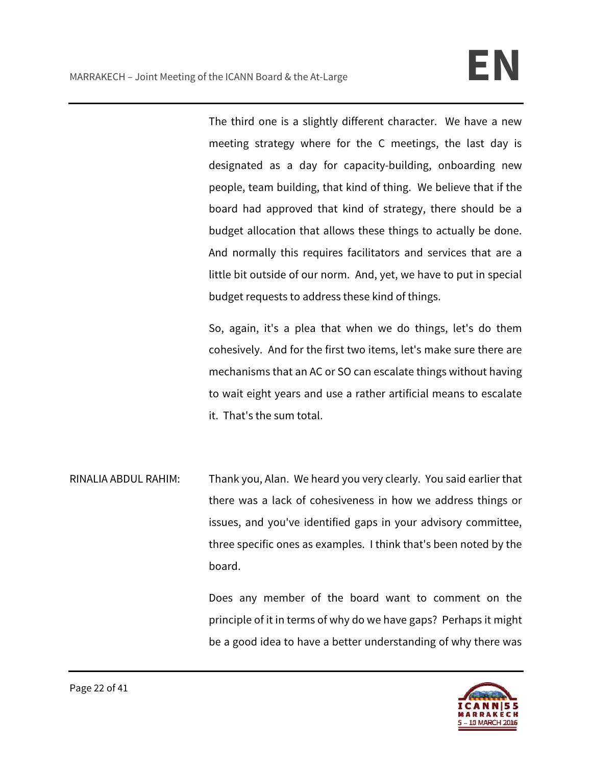The third one is a slightly different character. We have a new meeting strategy where for the C meetings, the last day is designated as a day for capacity-building, onboarding new people, team building, that kind of thing. We believe that if the board had approved that kind of strategy, there should be a budget allocation that allows these things to actually be done. And normally this requires facilitators and services that are a little bit outside of our norm. And, yet, we have to put in special budget requests to address these kind of things.

So, again, it's a plea that when we do things, let's do them cohesively. And for the first two items, let's make sure there are mechanisms that an AC or SO can escalate things without having to wait eight years and use a rather artificial means to escalate it. That's the sum total.

RINALIA ABDUL RAHIM: Thank you, Alan. We heard you very clearly. You said earlier that there was a lack of cohesiveness in how we address things or issues, and you've identified gaps in your advisory committee, three specific ones as examples. I think that's been noted by the board.

Does any member of the board want to comment on the principle of it in terms of why do we have gaps? Perhaps it might be a good idea to have a better understanding of why there was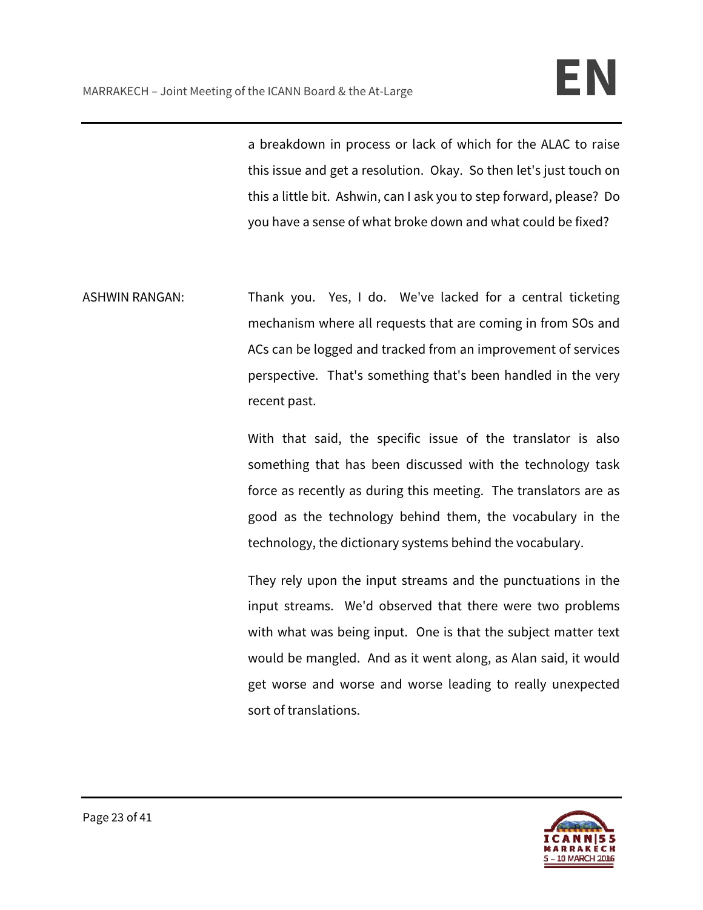a breakdown in process or lack of which for the ALAC to raise this issue and get a resolution. Okay. So then let's just touch on this a little bit. Ashwin, can I ask you to step forward, please? Do you have a sense of what broke down and what could be fixed?

ASHWIN RANGAN: Thank you. Yes, I do. We've lacked for a central ticketing mechanism where all requests that are coming in from SOs and ACs can be logged and tracked from an improvement of services perspective. That's something that's been handled in the very recent past.

With that said, the specific issue of the translator is also something that has been discussed with the technology task force as recently as during this meeting. The translators are as good as the technology behind them, the vocabulary in the technology, the dictionary systems behind the vocabulary.

They rely upon the input streams and the punctuations in the input streams. We'd observed that there were two problems with what was being input. One is that the subject matter text would be mangled. And as it went along, as Alan said, it would get worse and worse and worse leading to really unexpected sort of translations.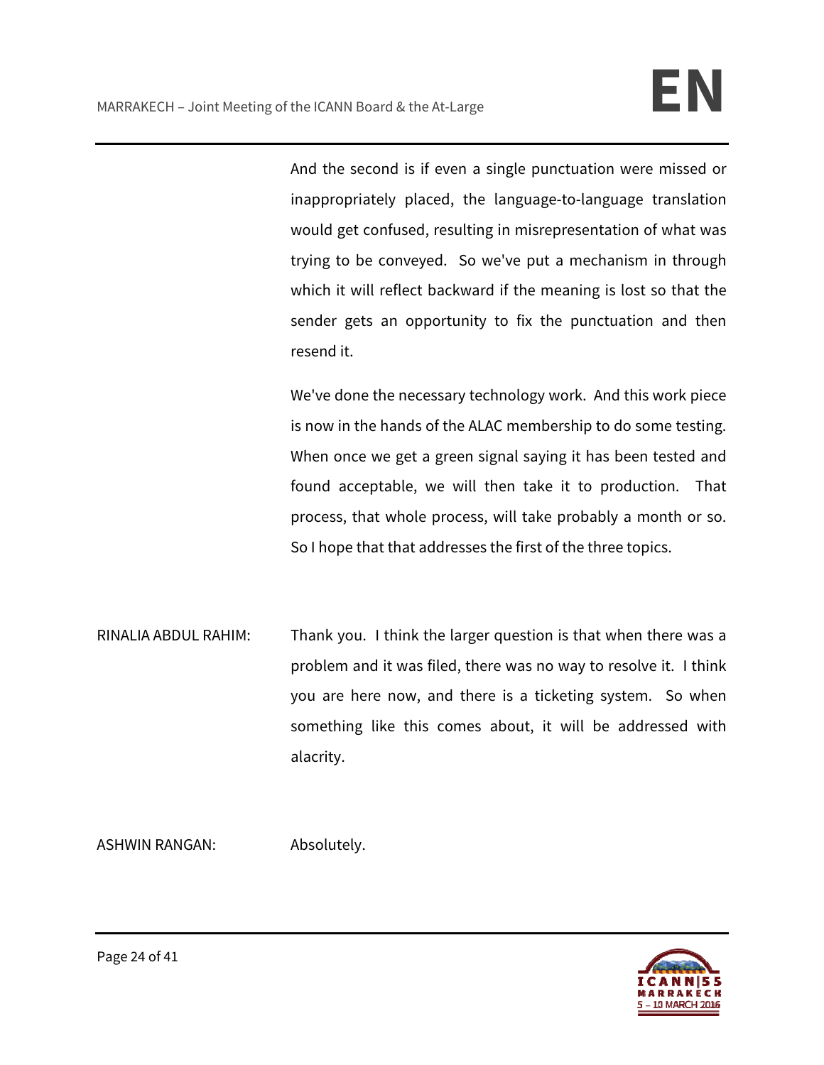And the second is if even a single punctuation were missed or inappropriately placed, the language-to-language translation would get confused, resulting in misrepresentation of what was trying to be conveyed. So we've put a mechanism in through which it will reflect backward if the meaning is lost so that the sender gets an opportunity to fix the punctuation and then resend it.

We've done the necessary technology work. And this work piece is now in the hands of the ALAC membership to do some testing. When once we get a green signal saying it has been tested and found acceptable, we will then take it to production. That process, that whole process, will take probably a month or so. So I hope that that addresses the first of the three topics.

RINALIA ABDUL RAHIM: Thank you. I think the larger question is that when there was a problem and it was filed, there was no way to resolve it. I think you are here now, and there is a ticketing system. So when something like this comes about, it will be addressed with alacrity.

ASHWIN RANGAN: Absolutely.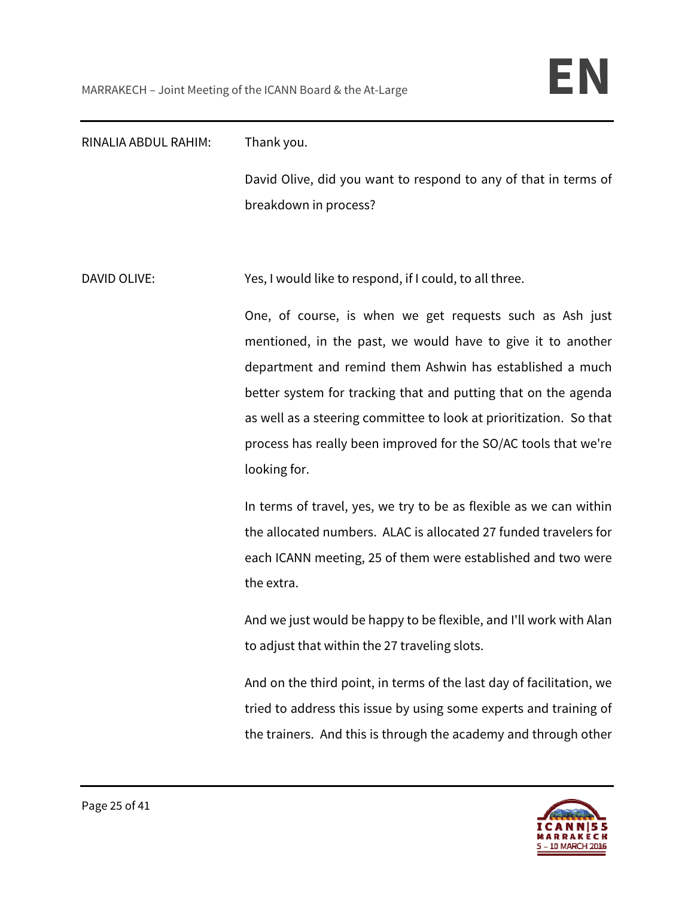RINALIA ABDUL RAHIM: Thank you.

David Olive, did you want to respond to any of that in terms of breakdown in process?

DAVID OLIVE: Yes, I would like to respond, if I could, to all three.

One, of course, is when we get requests such as Ash just mentioned, in the past, we would have to give it to another department and remind them Ashwin has established a much better system for tracking that and putting that on the agenda as well as a steering committee to look at prioritization. So that process has really been improved for the SO/AC tools that we're looking for.

In terms of travel, yes, we try to be as flexible as we can within the allocated numbers. ALAC is allocated 27 funded travelers for each ICANN meeting, 25 of them were established and two were the extra.

And we just would be happy to be flexible, and I'll work with Alan to adjust that within the 27 traveling slots.

And on the third point, in terms of the last day of facilitation, we tried to address this issue by using some experts and training of the trainers. And this is through the academy and through other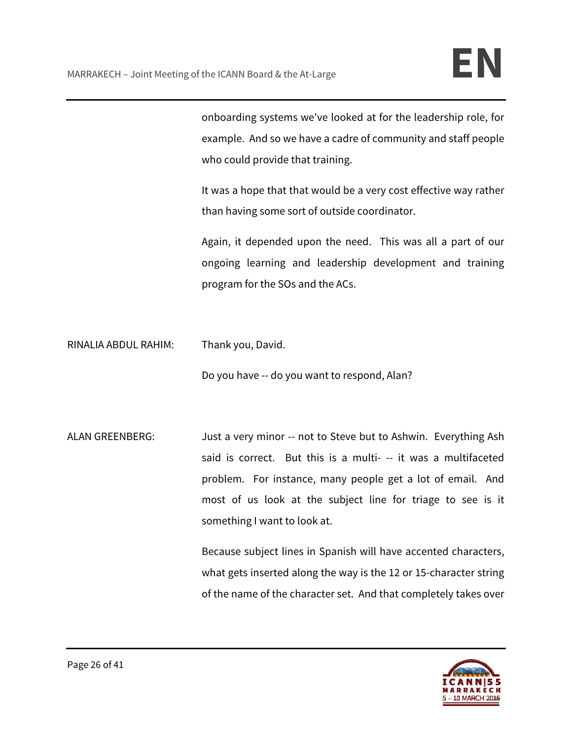onboarding systems we've looked at for the leadership role, for example. And so we have a cadre of community and staff people who could provide that training.

It was a hope that that would be a very cost effective way rather than having some sort of outside coordinator.

Again, it depended upon the need. This was all a part of our ongoing learning and leadership development and training program for the SOs and the ACs.

RINALIA ABDUL RAHIM: Thank you, David.

Do you have -- do you want to respond, Alan?

ALAN GREENBERG: Just a very minor -- not to Steve but to Ashwin. Everything Ash said is correct. But this is a multi- -- it was a multifaceted problem. For instance, many people get a lot of email. And most of us look at the subject line for triage to see is it something I want to look at.

Because subject lines in Spanish will have accented characters, what gets inserted along the way is the 12 or 15-character string of the name of the character set. And that completely takes over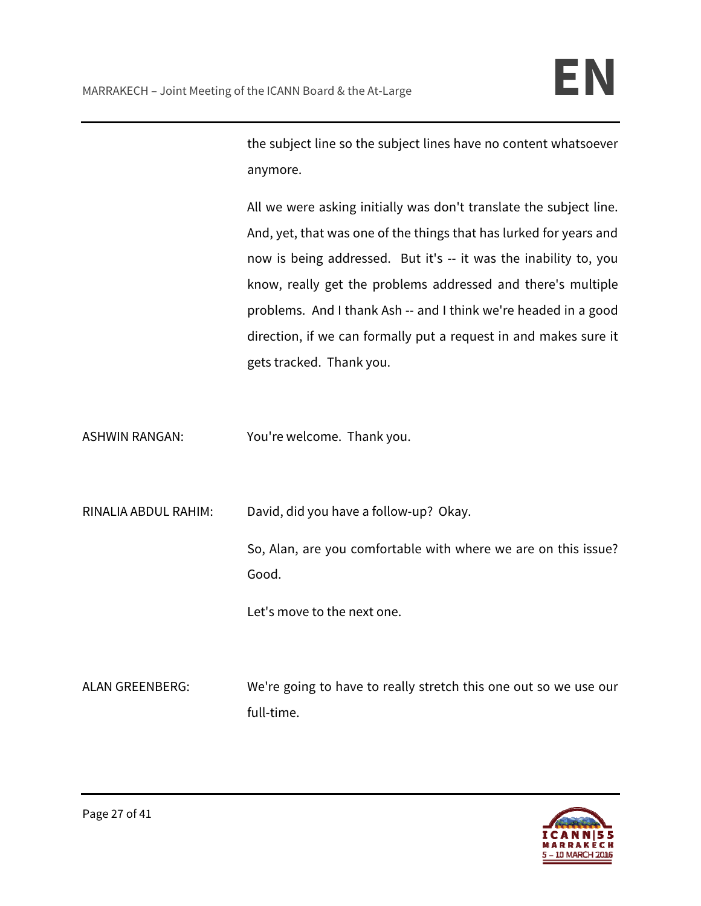the subject line so the subject lines have no content whatsoever anymore.

All we were asking initially was don't translate the subject line. And, yet, that was one of the things that has lurked for years and now is being addressed. But it's -- it was the inability to, you know, really get the problems addressed and there's multiple problems. And I thank Ash -- and I think we're headed in a good direction, if we can formally put a request in and makes sure it gets tracked. Thank you.

ASHWIN RANGAN: You're welcome. Thank you.

RINALIA ABDUL RAHIM: David, did you have a follow-up? Okay.

So, Alan, are you comfortable with where we are on this issue? Good.

Let's move to the next one.

ALAN GREENBERG: We're going to have to really stretch this one out so we use our full-time.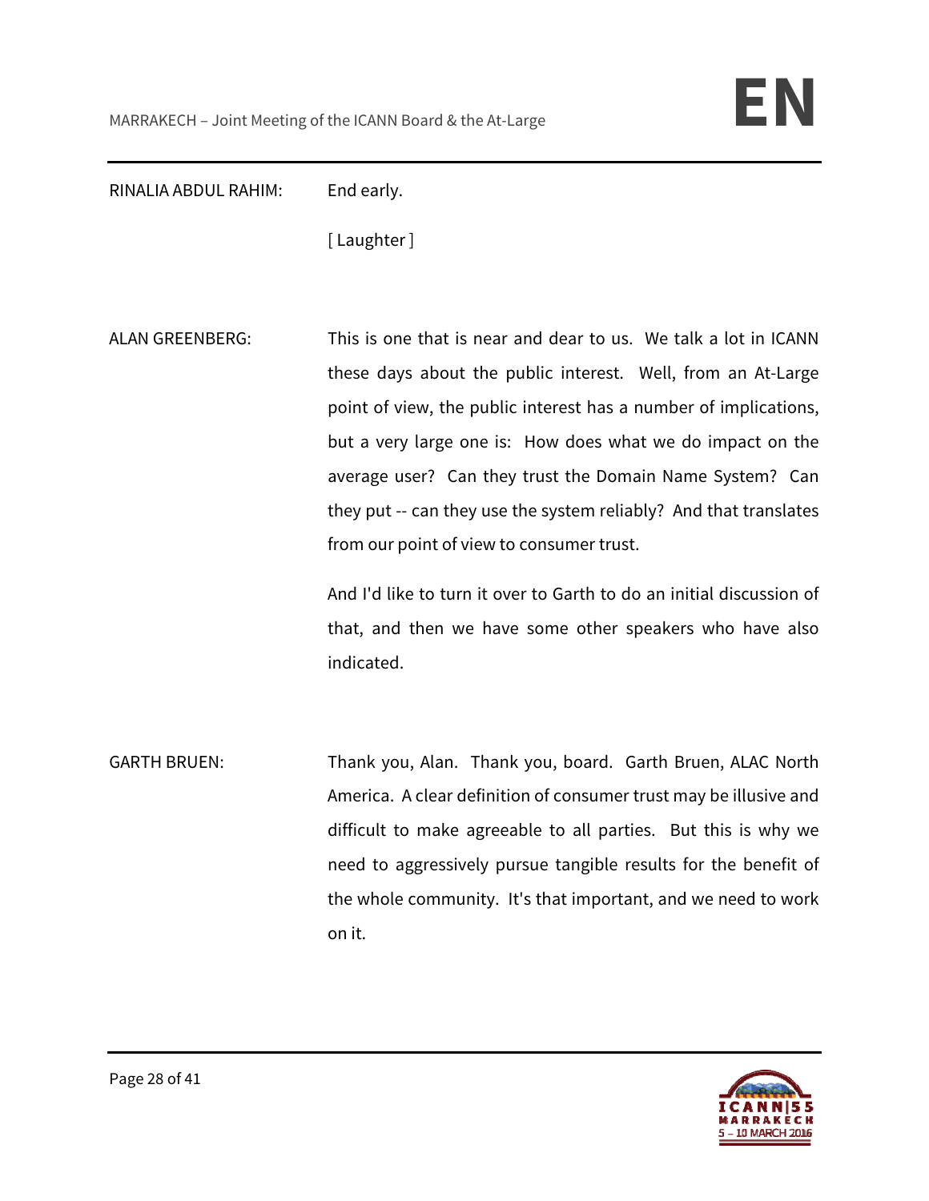RINALIA ABDUL RAHIM: End early.

[ Laughter ]

ALAN GREENBERG: This is one that is near and dear to us. We talk a lot in ICANN these days about the public interest. Well, from an At-Large point of view, the public interest has a number of implications, but a very large one is: How does what we do impact on the average user? Can they trust the Domain Name System? Can they put -- can they use the system reliably? And that translates from our point of view to consumer trust.

And I'd like to turn it over to Garth to do an initial discussion of that, and then we have some other speakers who have also indicated.

GARTH BRUEN: Thank you, Alan. Thank you, board. Garth Bruen, ALAC North America. A clear definition of consumer trust may be illusive and difficult to make agreeable to all parties. But this is why we need to aggressively pursue tangible results for the benefit of the whole community. It's that important, and we need to work on it.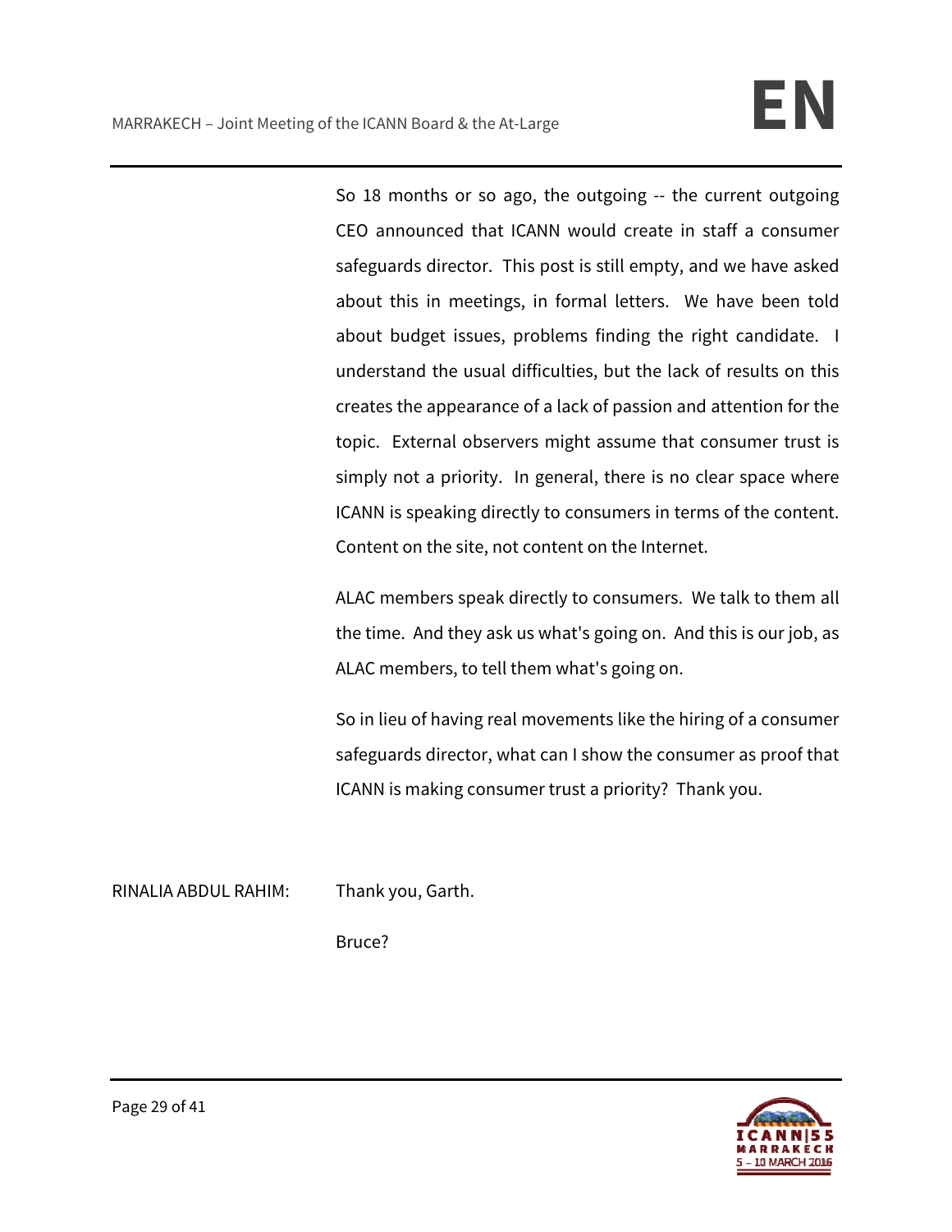So 18 months or so ago, the outgoing -- the current outgoing CEO announced that ICANN would create in staff a consumer safeguards director. This post is still empty, and we have asked about this in meetings, in formal letters. We have been told about budget issues, problems finding the right candidate. I understand the usual difficulties, but the lack of results on this creates the appearance of a lack of passion and attention for the topic. External observers might assume that consumer trust is simply not a priority. In general, there is no clear space where ICANN is speaking directly to consumers in terms of the content. Content on the site, not content on the Internet.

ALAC members speak directly to consumers. We talk to them all the time. And they ask us what's going on. And this is our job, as ALAC members, to tell them what's going on.

So in lieu of having real movements like the hiring of a consumer safeguards director, what can I show the consumer as proof that ICANN is making consumer trust a priority? Thank you.

RINALIA ABDUL RAHIM: Thank you, Garth.

Bruce?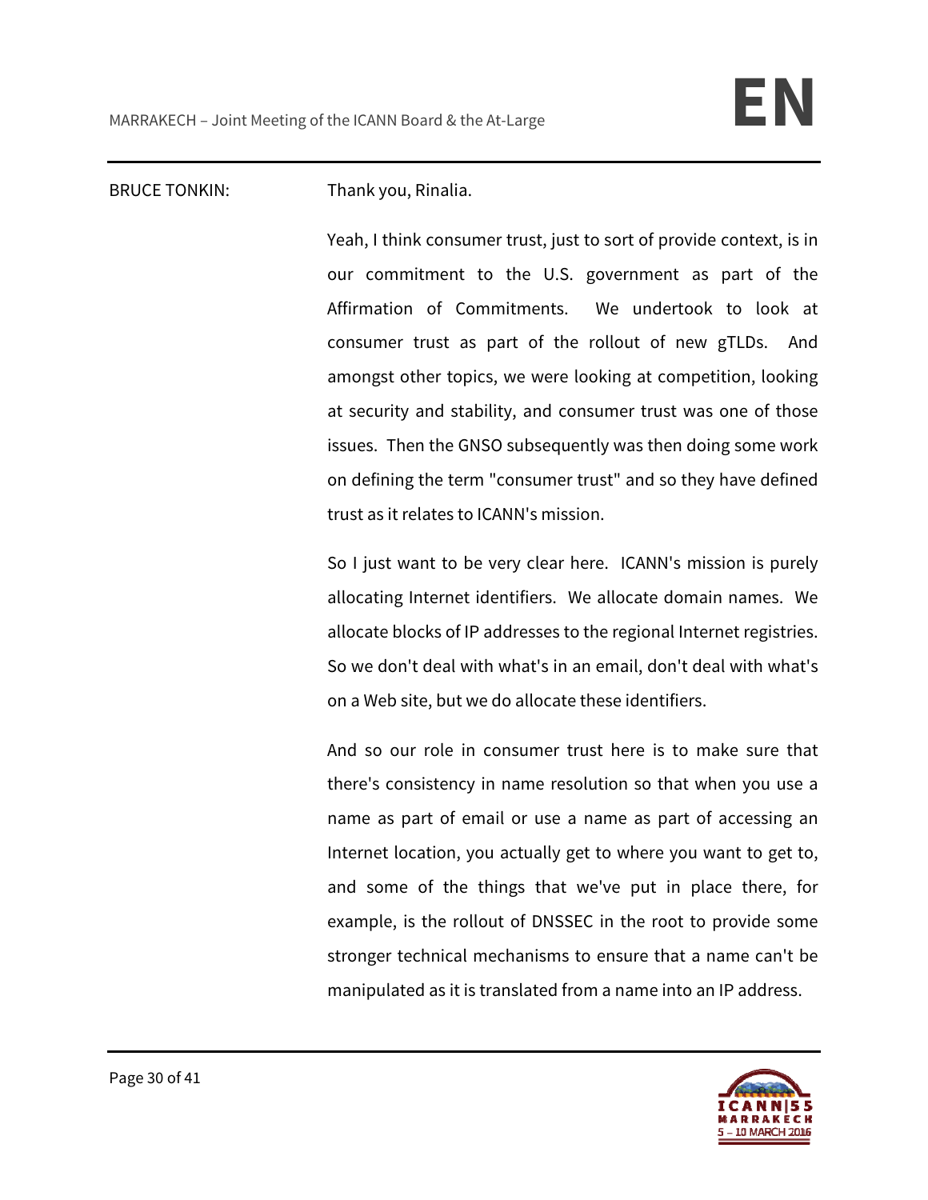BRUCE TONKIN: Thank you, Rinalia.

Yeah, I think consumer trust, just to sort of provide context, is in our commitment to the U.S. government as part of the Affirmation of Commitments. We undertook to look at consumer trust as part of the rollout of new gTLDs. And amongst other topics, we were looking at competition, looking at security and stability, and consumer trust was one of those issues. Then the GNSO subsequently was then doing some work on defining the term "consumer trust" and so they have defined trust as it relates to ICANN's mission.

So I just want to be very clear here. ICANN's mission is purely allocating Internet identifiers. We allocate domain names. We allocate blocks of IP addresses to the regional Internet registries. So we don't deal with what's in an email, don't deal with what's on a Web site, but we do allocate these identifiers.

And so our role in consumer trust here is to make sure that there's consistency in name resolution so that when you use a name as part of email or use a name as part of accessing an Internet location, you actually get to where you want to get to, and some of the things that we've put in place there, for example, is the rollout of DNSSEC in the root to provide some stronger technical mechanisms to ensure that a name can't be manipulated as it is translated from a name into an IP address.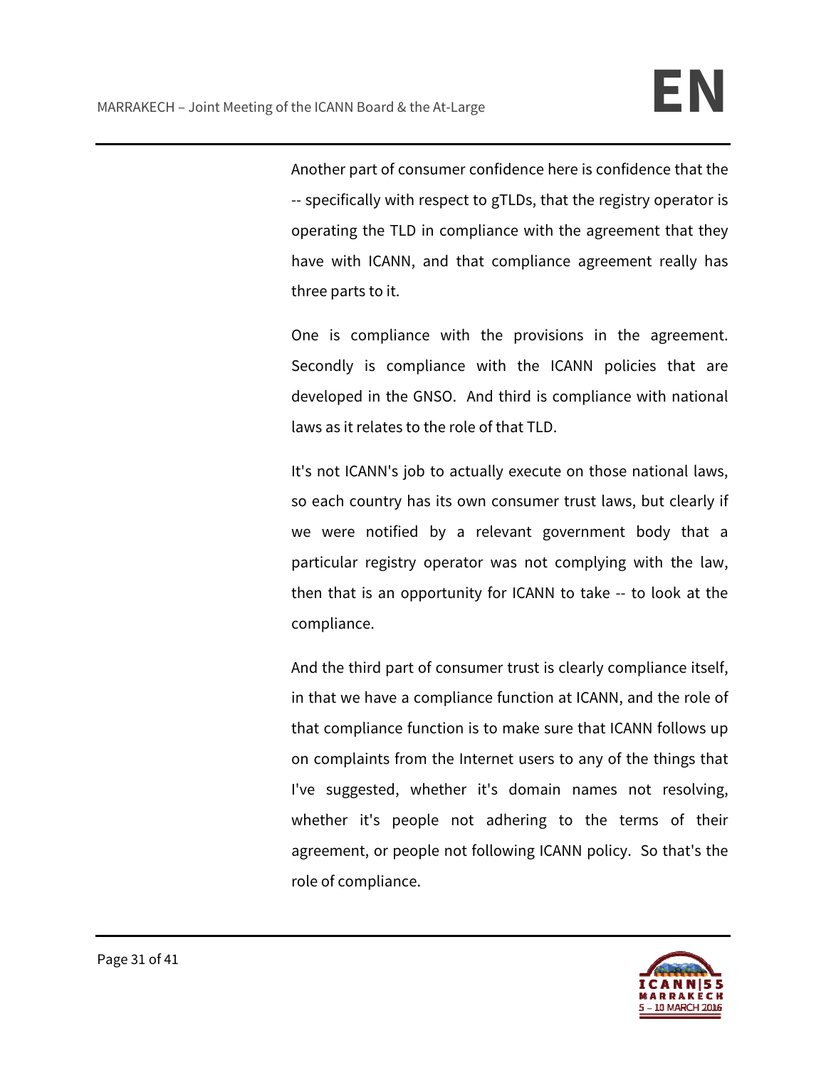Another part of consumer confidence here is confidence that the -- specifically with respect to gTLDs, that the registry operator is operating the TLD in compliance with the agreement that they have with ICANN, and that compliance agreement really has three parts to it.

One is compliance with the provisions in the agreement. Secondly is compliance with the ICANN policies that are developed in the GNSO. And third is compliance with national laws as it relates to the role of that TLD.

It's not ICANN's job to actually execute on those national laws, so each country has its own consumer trust laws, but clearly if we were notified by a relevant government body that a particular registry operator was not complying with the law, then that is an opportunity for ICANN to take -- to look at the compliance.

And the third part of consumer trust is clearly compliance itself, in that we have a compliance function at ICANN, and the role of that compliance function is to make sure that ICANN follows up on complaints from the Internet users to any of the things that I've suggested, whether it's domain names not resolving, whether it's people not adhering to the terms of their agreement, or people not following ICANN policy. So that's the role of compliance.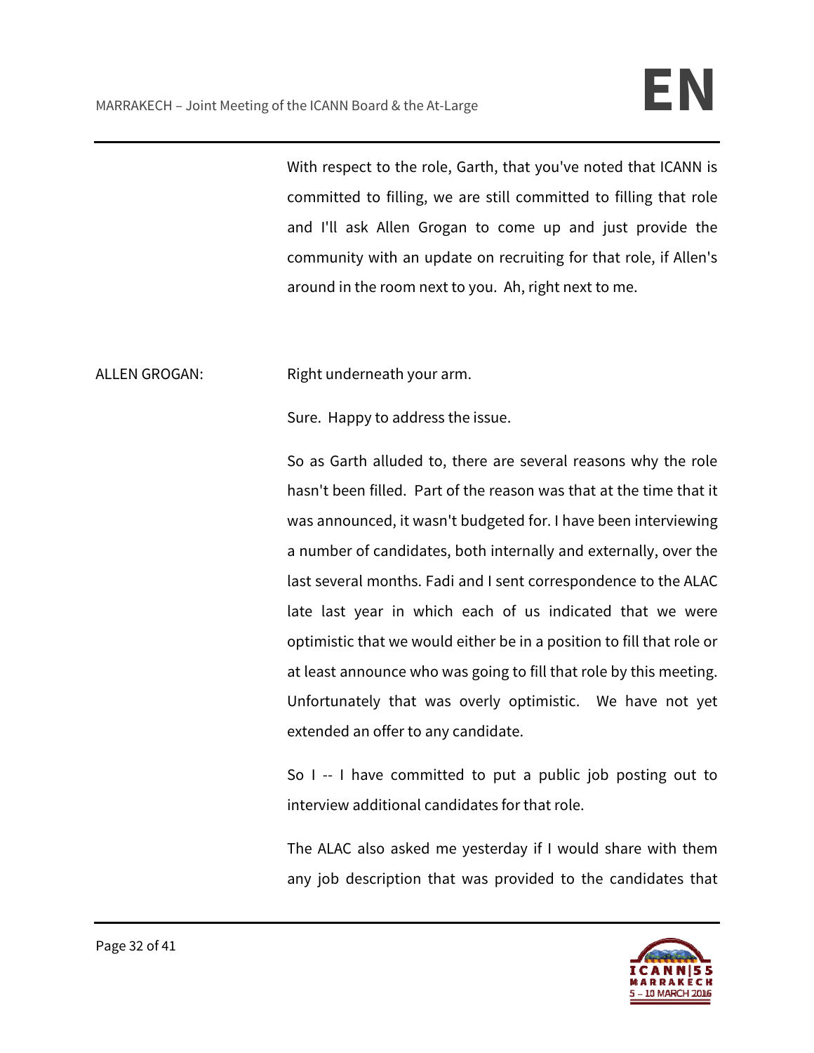With respect to the role, Garth, that you've noted that ICANN is committed to filling, we are still committed to filling that role and I'll ask Allen Grogan to come up and just provide the community with an update on recruiting for that role, if Allen's around in the room next to you. Ah, right next to me.

ALLEN GROGAN: Right underneath your arm.

Sure. Happy to address the issue.

So as Garth alluded to, there are several reasons why the role hasn't been filled. Part of the reason was that at the time that it was announced, it wasn't budgeted for. I have been interviewing a number of candidates, both internally and externally, over the last several months. Fadi and I sent correspondence to the ALAC late last year in which each of us indicated that we were optimistic that we would either be in a position to fill that role or at least announce who was going to fill that role by this meeting. Unfortunately that was overly optimistic. We have not yet extended an offer to any candidate.

So I -- I have committed to put a public job posting out to interview additional candidates for that role.

The ALAC also asked me yesterday if I would share with them any job description that was provided to the candidates that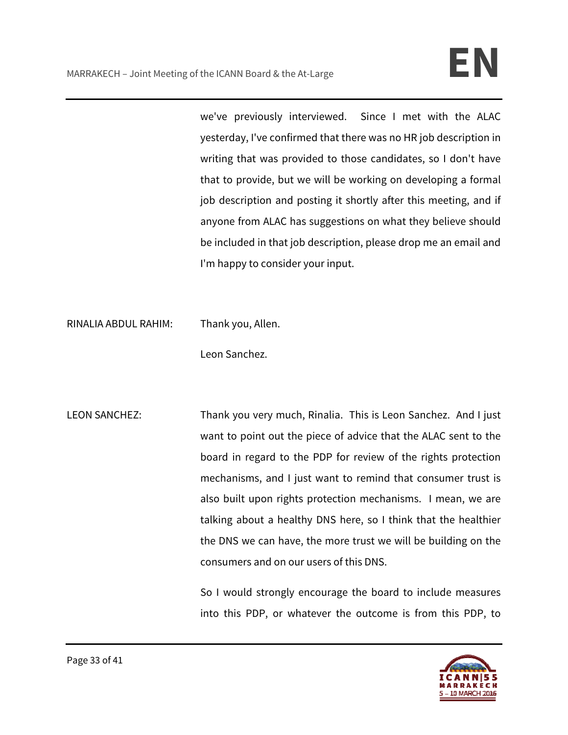we've previously interviewed. Since I met with the ALAC yesterday, I've confirmed that there was no HR job description in writing that was provided to those candidates, so I don't have that to provide, but we will be working on developing a formal job description and posting it shortly after this meeting, and if anyone from ALAC has suggestions on what they believe should be included in that job description, please drop me an email and I'm happy to consider your input.

RINALIA ABDUL RAHIM: Thank you, Allen.

Leon Sanchez.

LEON SANCHEZ: Thank you very much, Rinalia. This is Leon Sanchez. And I just want to point out the piece of advice that the ALAC sent to the board in regard to the PDP for review of the rights protection mechanisms, and I just want to remind that consumer trust is also built upon rights protection mechanisms. I mean, we are talking about a healthy DNS here, so I think that the healthier the DNS we can have, the more trust we will be building on the consumers and on our users of this DNS.

So I would strongly encourage the board to include measures into this PDP, or whatever the outcome is from this PDP, to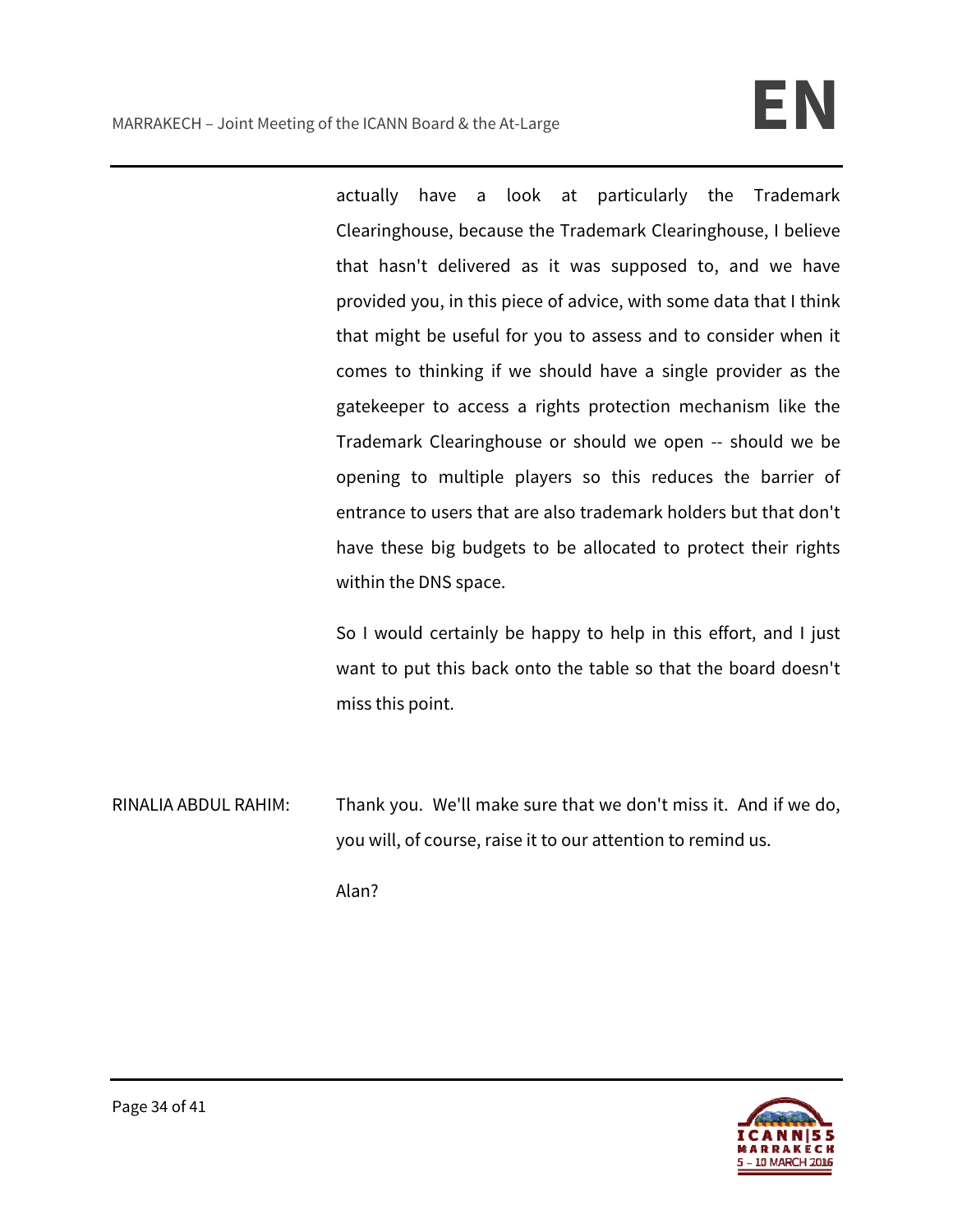actually have a look at particularly the Trademark Clearinghouse, because the Trademark Clearinghouse, I believe that hasn't delivered as it was supposed to, and we have provided you, in this piece of advice, with some data that I think that might be useful for you to assess and to consider when it comes to thinking if we should have a single provider as the gatekeeper to access a rights protection mechanism like the Trademark Clearinghouse or should we open -- should we be opening to multiple players so this reduces the barrier of entrance to users that are also trademark holders but that don't have these big budgets to be allocated to protect their rights within the DNS space.

So I would certainly be happy to help in this effort, and I just want to put this back onto the table so that the board doesn't miss this point.

RINALIA ABDUL RAHIM: Thank you. We'll make sure that we don't miss it. And if we do, you will, of course, raise it to our attention to remind us.

Alan?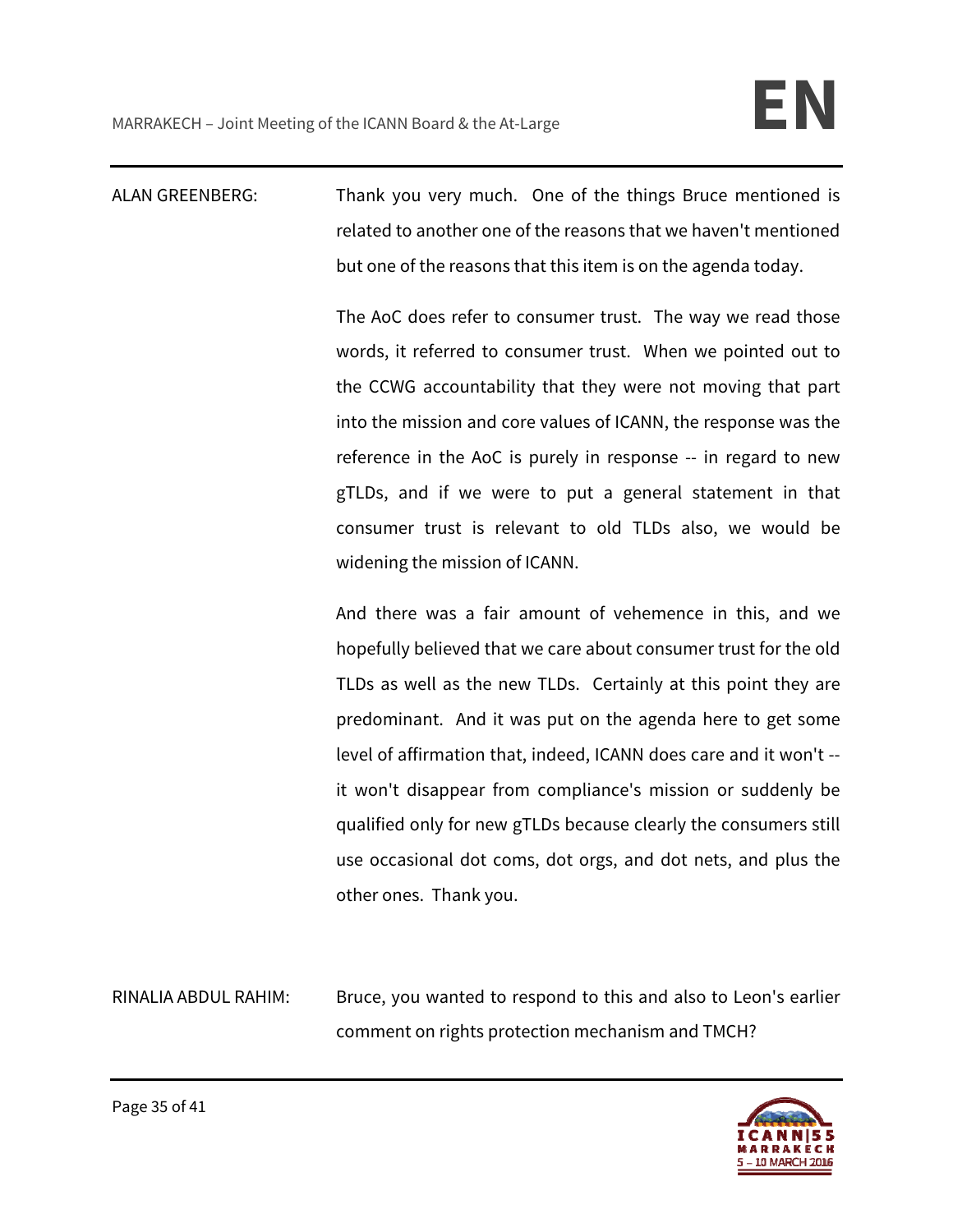ALAN GREENBERG: Thank you very much. One of the things Bruce mentioned is related to another one of the reasons that we haven't mentioned but one of the reasons that this item is on the agenda today.

The AoC does refer to consumer trust. The way we read those words, it referred to consumer trust. When we pointed out to the CCWG accountability that they were not moving that part into the mission and core values of ICANN, the response was the reference in the AoC is purely in response -- in regard to new gTLDs, and if we were to put a general statement in that consumer trust is relevant to old TLDs also, we would be widening the mission of ICANN.

And there was a fair amount of vehemence in this, and we hopefully believed that we care about consumer trust for the old TLDs as well as the new TLDs. Certainly at this point they are predominant. And it was put on the agenda here to get some level of affirmation that, indeed, ICANN does care and it won't -- it won't disappear from compliance's mission or suddenly be qualified only for new gTLDs because clearly the consumers still use occasional dot coms, dot orgs, and dot nets, and plus the other ones. Thank you.

RINALIA ABDUL RAHIM: Bruce, you wanted to respond to this and also to Leon's earlier comment on rights protection mechanism and TMCH?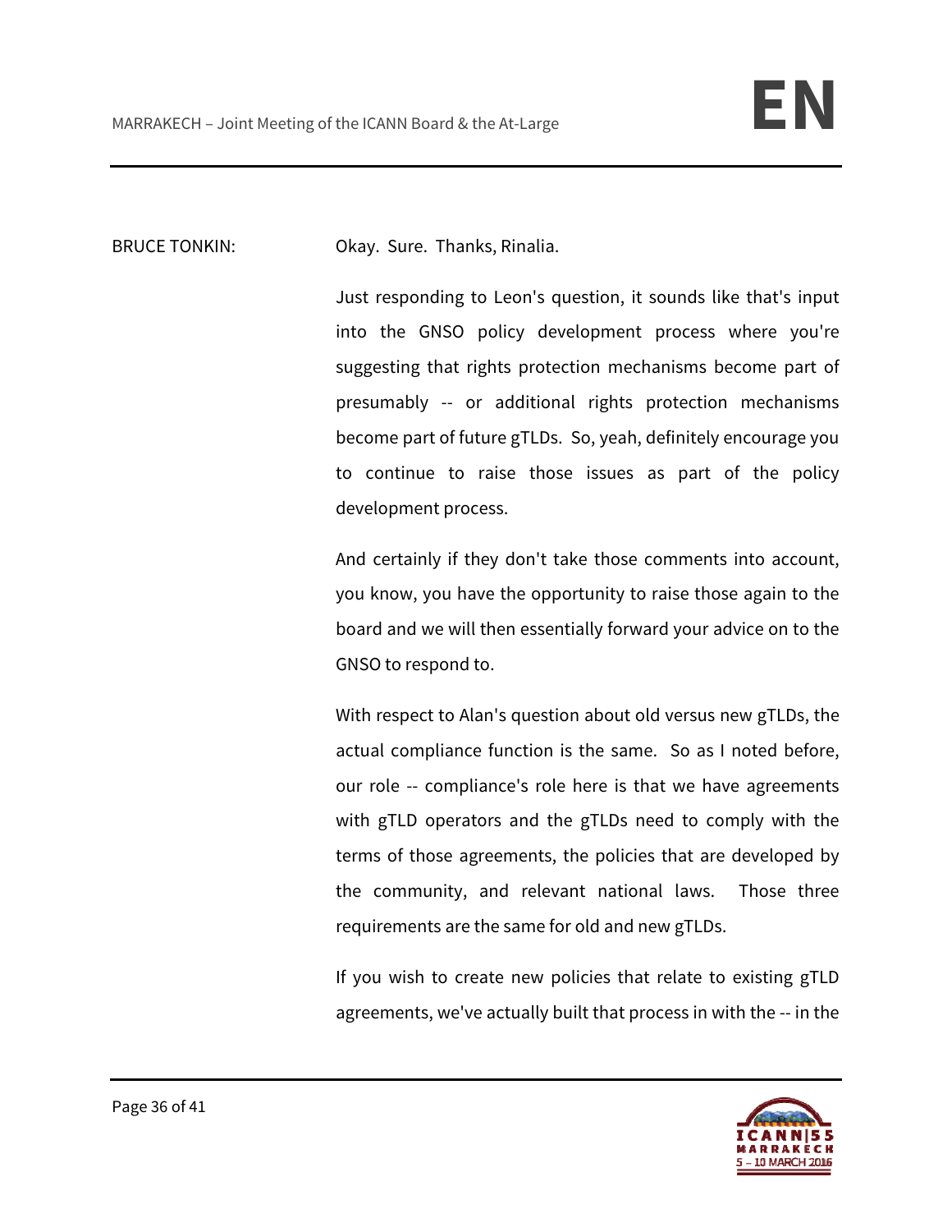BRUCE TONKIN: Okay. Sure. Thanks, Rinalia.

Just responding to Leon's question, it sounds like that's input into the GNSO policy development process where you're suggesting that rights protection mechanisms become part of presumably -- or additional rights protection mechanisms become part of future gTLDs. So, yeah, definitely encourage you to continue to raise those issues as part of the policy development process.

And certainly if they don't take those comments into account, you know, you have the opportunity to raise those again to the board and we will then essentially forward your advice on to the GNSO to respond to.

With respect to Alan's question about old versus new gTLDs, the actual compliance function is the same. So as I noted before, our role -- compliance's role here is that we have agreements with gTLD operators and the gTLDs need to comply with the terms of those agreements, the policies that are developed by the community, and relevant national laws. Those three requirements are the same for old and new gTLDs.

If you wish to create new policies that relate to existing gTLD agreements, we've actually built that process in with the -- in the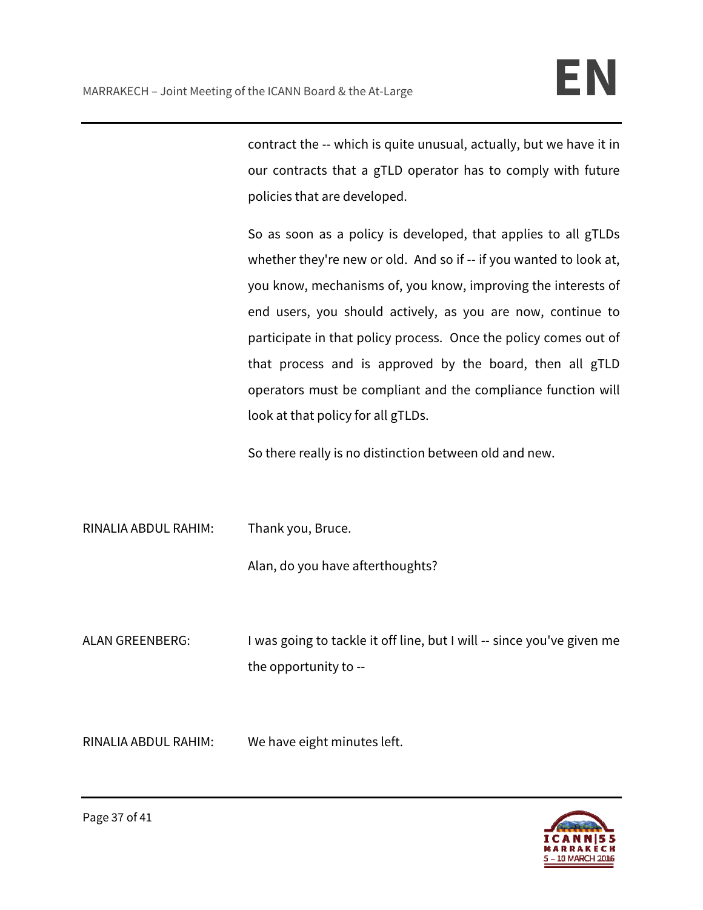contract the -- which is quite unusual, actually, but we have it in our contracts that a gTLD operator has to comply with future policies that are developed.

So as soon as a policy is developed, that applies to all gTLDs whether they're new or old. And so if -- if you wanted to look at, you know, mechanisms of, you know, improving the interests of end users, you should actively, as you are now, continue to participate in that policy process. Once the policy comes out of that process and is approved by the board, then all gTLD operators must be compliant and the compliance function will look at that policy for all gTLDs.

So there really is no distinction between old and new.

RINALIA ABDUL RAHIM: Thank you, Bruce.

Alan, do you have afterthoughts?

ALAN GREENBERG: I was going to tackle it off line, but I will -- since you've given me the opportunity to --

RINALIA ABDUL RAHIM: We have eight minutes left.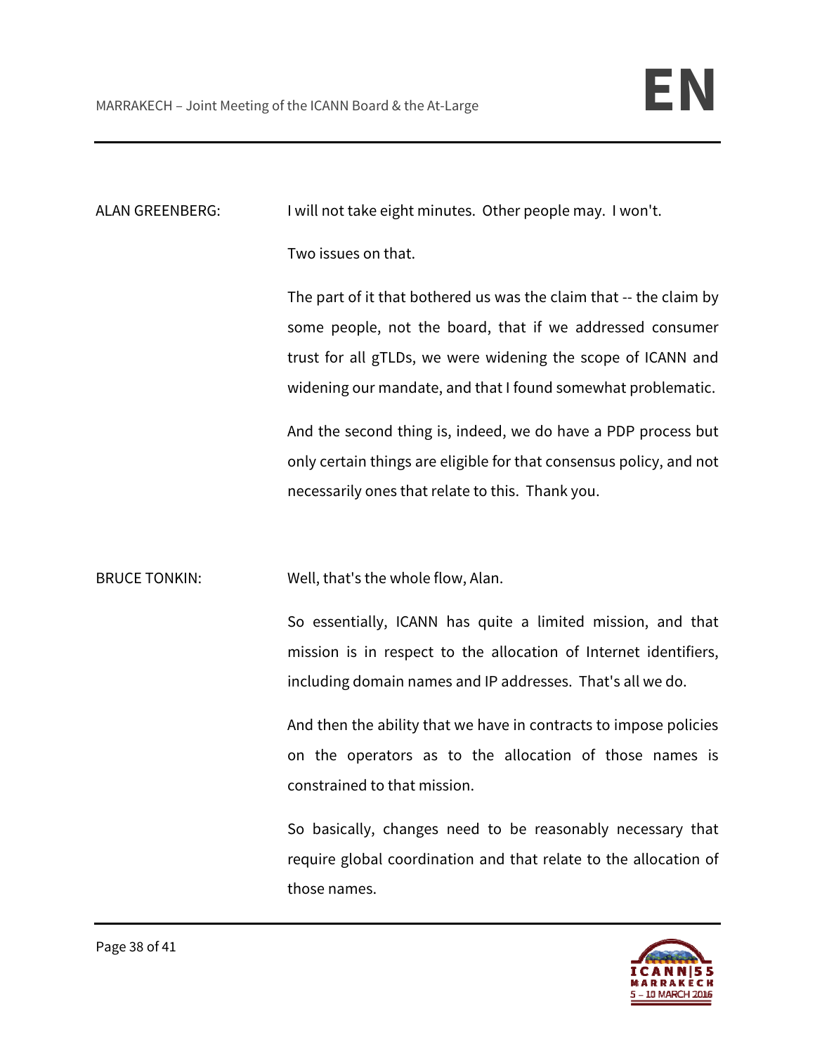ALAN GREENBERG: I will not take eight minutes. Other people may. I won't.

Two issues on that.

The part of it that bothered us was the claim that -- the claim by some people, not the board, that if we addressed consumer trust for all gTLDs, we were widening the scope of ICANN and widening our mandate, and that I found somewhat problematic.

And the second thing is, indeed, we do have a PDP process but only certain things are eligible for that consensus policy, and not necessarily ones that relate to this. Thank you.

BRUCE TONKIN: Well, that's the whole flow, Alan.

So essentially, ICANN has quite a limited mission, and that mission is in respect to the allocation of Internet identifiers, including domain names and IP addresses. That's all we do.

And then the ability that we have in contracts to impose policies on the operators as to the allocation of those names is constrained to that mission.

So basically, changes need to be reasonably necessary that require global coordination and that relate to the allocation of those names.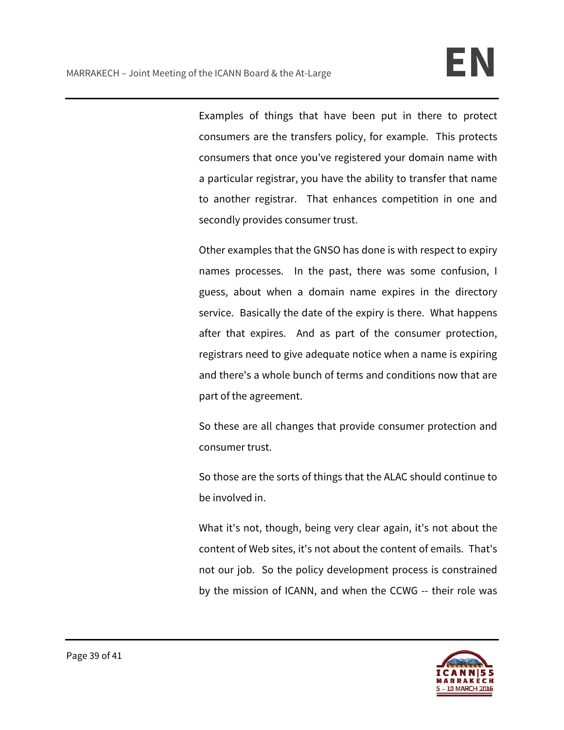Examples of things that have been put in there to protect consumers are the transfers policy, for example. This protects consumers that once you've registered your domain name with a particular registrar, you have the ability to transfer that name to another registrar. That enhances competition in one and secondly provides consumer trust.

Other examples that the GNSO has done is with respect to expiry names processes. In the past, there was some confusion, I guess, about when a domain name expires in the directory service. Basically the date of the expiry is there. What happens after that expires. And as part of the consumer protection, registrars need to give adequate notice when a name is expiring and there's a whole bunch of terms and conditions now that are part of the agreement.

So these are all changes that provide consumer protection and consumer trust.

So those are the sorts of things that the ALAC should continue to be involved in.

What it's not, though, being very clear again, it's not about the content of Web sites, it's not about the content of emails. That's not our job. So the policy development process is constrained by the mission of ICANN, and when the CCWG -- their role was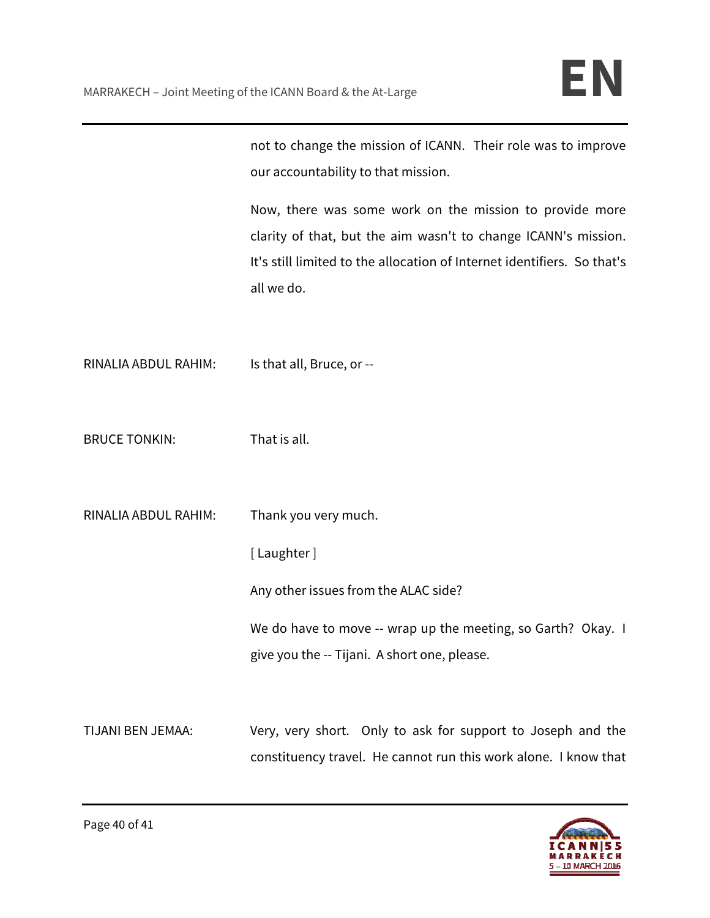not to change the mission of ICANN. Their role was to improve our accountability to that mission.

Now, there was some work on the mission to provide more clarity of that, but the aim wasn't to change ICANN's mission. It's still limited to the allocation of Internet identifiers. So that's all we do.

RINALIA ABDUL RAHIM: Is that all, Bruce, or --

BRUCE TONKIN: That is all.

RINALIA ABDUL RAHIM: Thank you very much.

[ Laughter ]

Any other issues from the ALAC side?

We do have to move -- wrap up the meeting, so Garth? Okay. I give you the -- Tijani. A short one, please.

TIJANI BEN JEMAA: Very, very short. Only to ask for support to Joseph and the constituency travel. He cannot run this work alone. I know that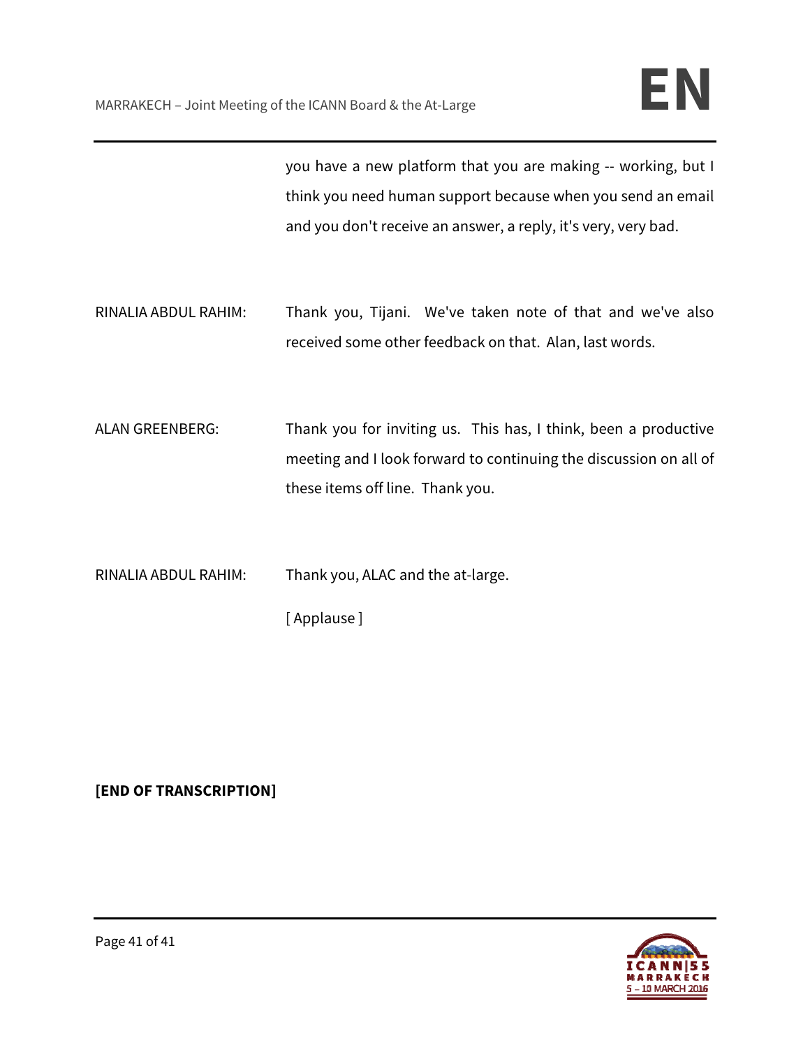you have a new platform that you are making -- working, but I think you need human support because when you send an email and you don't receive an answer, a reply, it's very, very bad.

RINALIA ABDUL RAHIM: Thank you, Tijani. We've taken note of that and we've also received some other feedback on that. Alan, last words.

ALAN GREENBERG: Thank you for inviting us. This has, I think, been a productive meeting and I look forward to continuing the discussion on all of these items off line. Thank you.

RINALIA ABDUL RAHIM: Thank you, ALAC and the at-large.

[ Applause ]

**[END OF TRANSCRIPTION]**